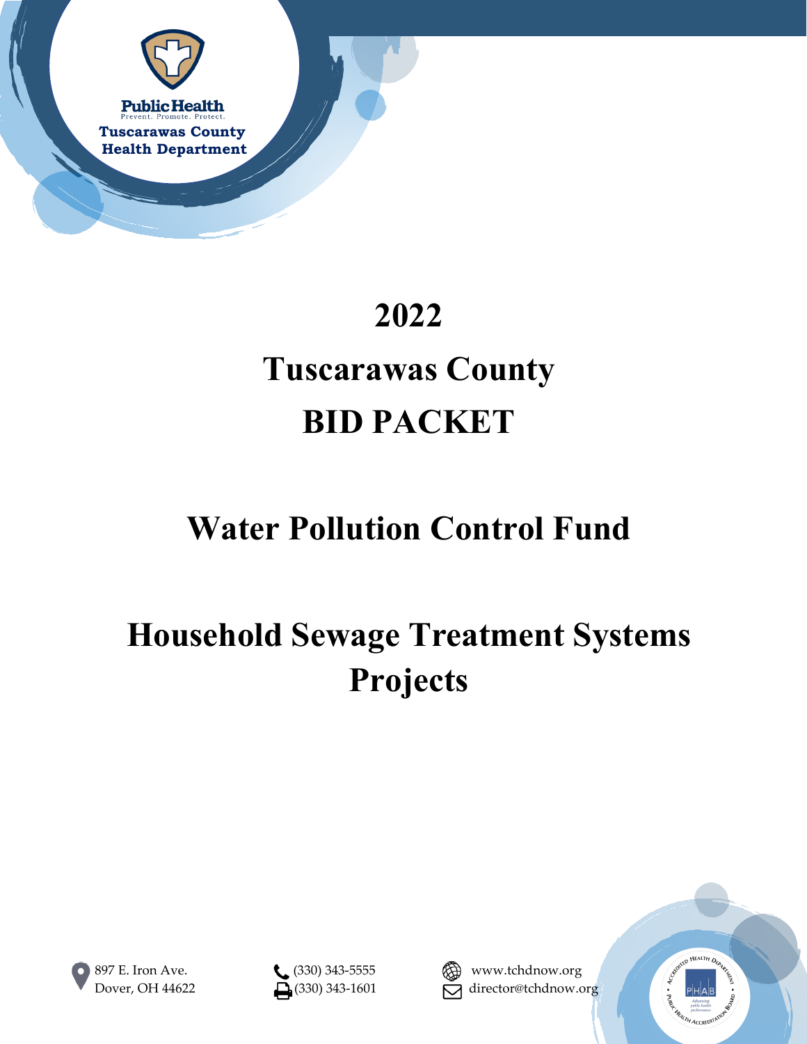Public Health
Prevent. Promote. Protect.
Tuscarawas County Health Department

# 2022

# Tuscarawas County

# BID PACKET

# Water Pollution Control Fund

# Household Sewage Treatment Systems Projects

897 E. Iron Ave.
Dover, OH 44622

(330) 343-5555
(330) 343-1601

www.tchdnow.org
director@tchdnow.org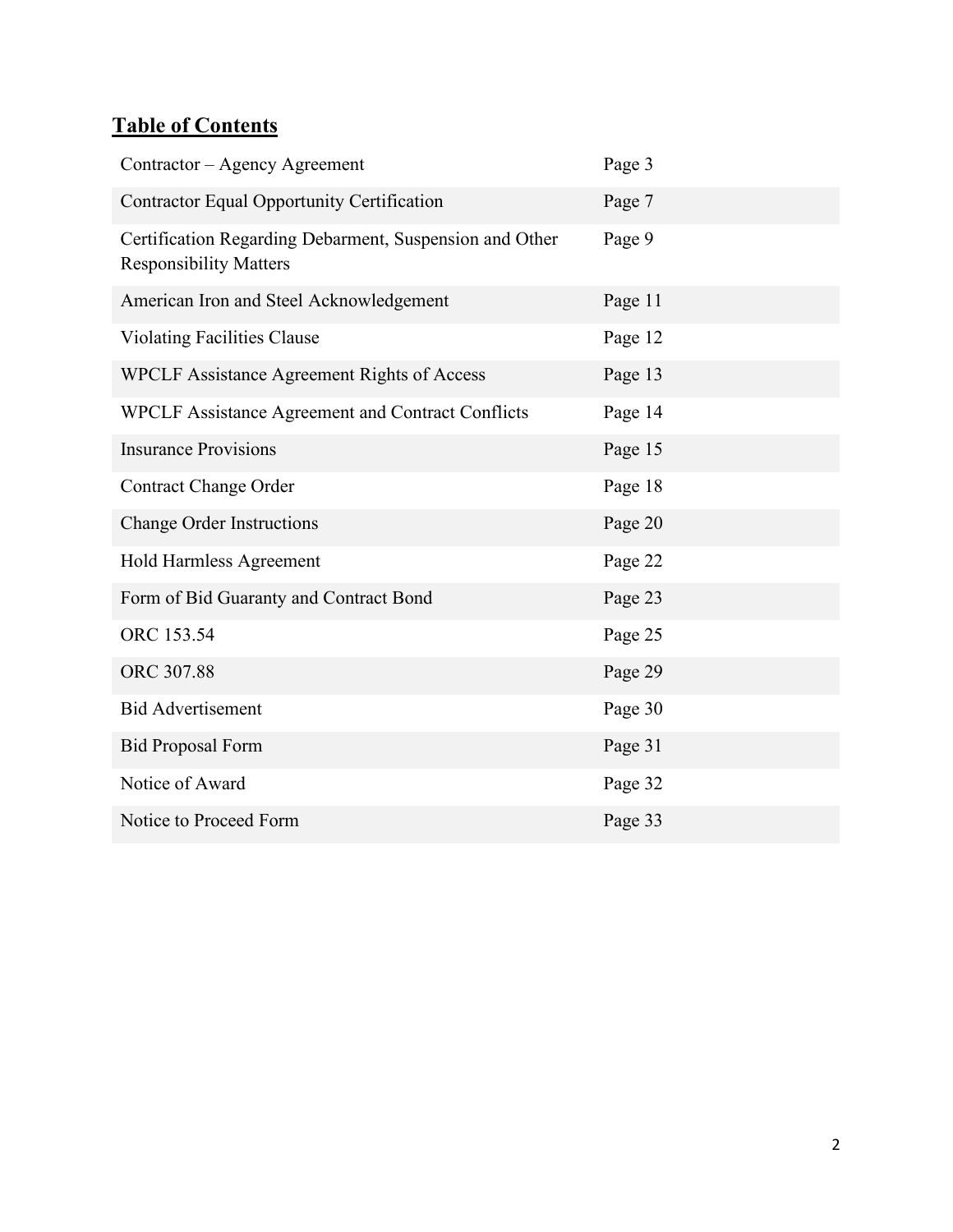## **Table of Contents**

| | |
|---|---|
| Contractor – Agency Agreement | Page 3 |
| Contractor Equal Opportunity Certification | Page 7 |
| Certification Regarding Debarment, Suspension and Other Responsibility Matters | Page 9 |
| American Iron and Steel Acknowledgement | Page 11 |
| Violating Facilities Clause | Page 12 |
| WPCLF Assistance Agreement Rights of Access | Page 13 |
| WPCLF Assistance Agreement and Contract Conflicts | Page 14 |
| Insurance Provisions | Page 15 |
| Contract Change Order | Page 18 |
| Change Order Instructions | Page 20 |
| Hold Harmless Agreement | Page 22 |
| Form of Bid Guaranty and Contract Bond | Page 23 |
| ORC 153.54 | Page 25 |
| ORC 307.88 | Page 29 |
| Bid Advertisement | Page 30 |
| Bid Proposal Form | Page 31 |
| Notice of Award | Page 32 |
| Notice to Proceed Form | Page 33 |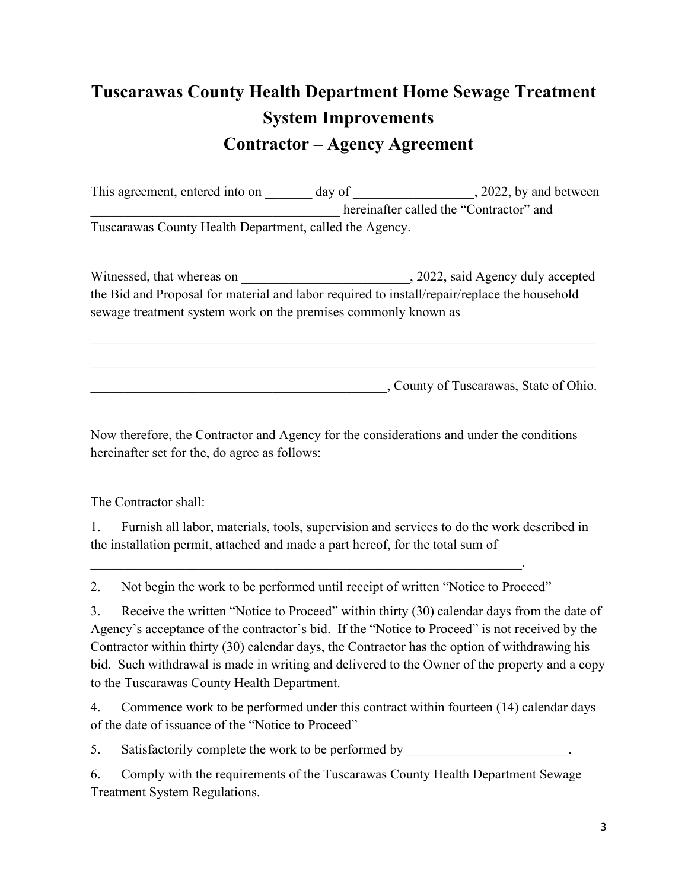# Tuscarawas County Health Department Home Sewage Treatment System Improvements

# Contractor – Agency Agreement

This agreement, entered into on _______ day of _________________, 2022, by and between _____________________________________ hereinafter called the "Contractor" and Tuscarawas County Health Department, called the Agency.

Witnessed, that whereas on _________________________, 2022, said Agency duly accepted the Bid and Proposal for material and labor required to install/repair/replace the household sewage treatment system work on the premises commonly known as

______________________________________________________________________________

______________________________________________________________________________

______________________________________________, County of Tuscarawas, State of Ohio.

Now therefore, the Contractor and Agency for the considerations and under the conditions hereinafter set for the, do agree as follows:

The Contractor shall:

1. Furnish all labor, materials, tools, supervision and services to do the work described in the installation permit, attached and made a part hereof, for the total sum of _________________________________________________________________.
2. Not begin the work to be performed until receipt of written "Notice to Proceed"
3. Receive the written "Notice to Proceed" within thirty (30) calendar days from the date of Agency's acceptance of the contractor's bid. If the "Notice to Proceed" is not received by the Contractor within thirty (30) calendar days, the Contractor has the option of withdrawing his bid. Such withdrawal is made in writing and delivered to the Owner of the property and a copy to the Tuscarawas County Health Department.
4. Commence work to be performed under this contract within fourteen (14) calendar days of the date of issuance of the "Notice to Proceed"
5. Satisfactorily complete the work to be performed by ________________________.
6. Comply with the requirements of the Tuscarawas County Health Department Sewage Treatment System Regulations.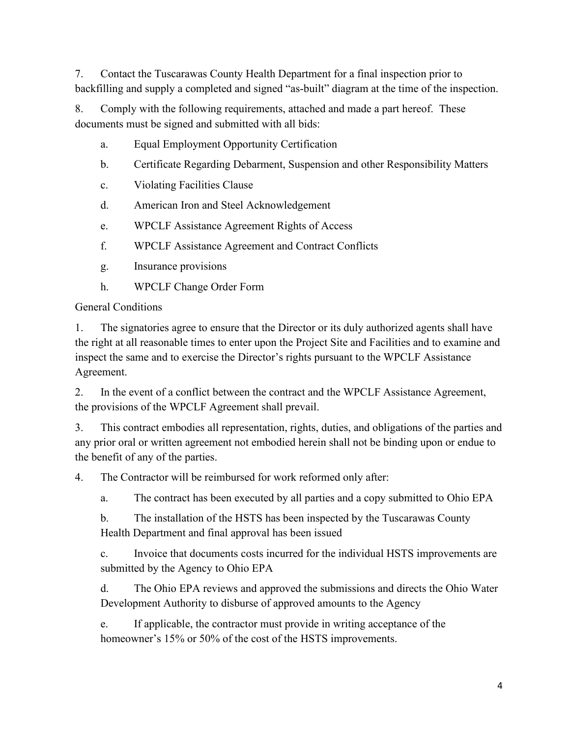7. Contact the Tuscarawas County Health Department for a final inspection prior to backfilling and supply a completed and signed "as-built" diagram at the time of the inspection.

8. Comply with the following requirements, attached and made a part hereof. These documents must be signed and submitted with all bids:

   a. Equal Employment Opportunity Certification

   b. Certificate Regarding Debarment, Suspension and other Responsibility Matters

   c. Violating Facilities Clause

   d. American Iron and Steel Acknowledgement

   e. WPCLF Assistance Agreement Rights of Access

   f. WPCLF Assistance Agreement and Contract Conflicts

   g. Insurance provisions

   h. WPCLF Change Order Form

General Conditions

1. The signatories agree to ensure that the Director or its duly authorized agents shall have the right at all reasonable times to enter upon the Project Site and Facilities and to examine and inspect the same and to exercise the Director's rights pursuant to the WPCLF Assistance Agreement.

2. In the event of a conflict between the contract and the WPCLF Assistance Agreement, the provisions of the WPCLF Agreement shall prevail.

3. This contract embodies all representation, rights, duties, and obligations of the parties and any prior oral or written agreement not embodied herein shall not be binding upon or endue to the benefit of any of the parties.

4. The Contractor will be reimbursed for work reformed only after:

   a. The contract has been executed by all parties and a copy submitted to Ohio EPA

   b. The installation of the HSTS has been inspected by the Tuscarawas County Health Department and final approval has been issued

   c. Invoice that documents costs incurred for the individual HSTS improvements are submitted by the Agency to Ohio EPA

   d. The Ohio EPA reviews and approved the submissions and directs the Ohio Water Development Authority to disburse of approved amounts to the Agency

   e. If applicable, the contractor must provide in writing acceptance of the homeowner's 15% or 50% of the cost of the HSTS improvements.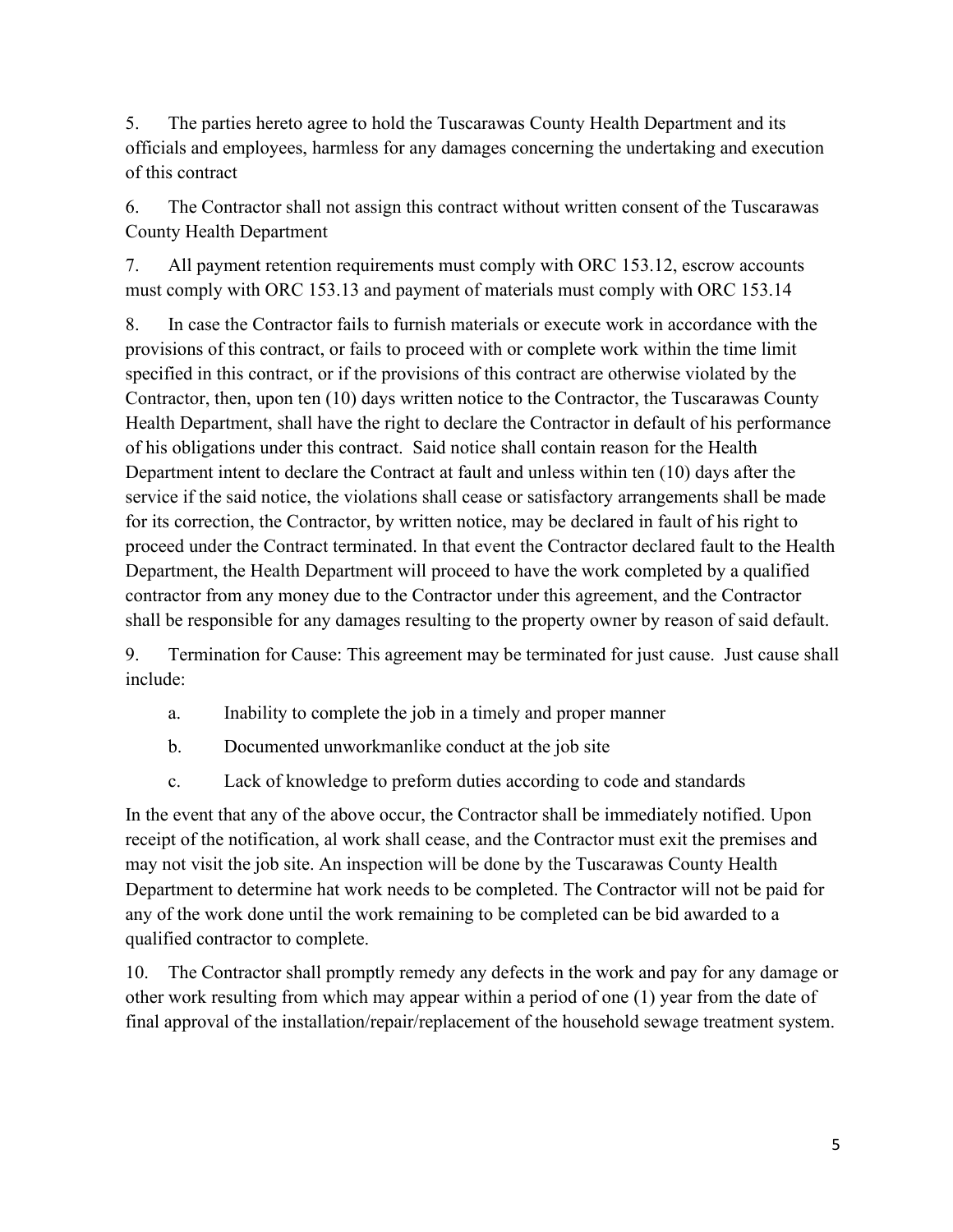5. The parties hereto agree to hold the Tuscarawas County Health Department and its officials and employees, harmless for any damages concerning the undertaking and execution of this contract

6. The Contractor shall not assign this contract without written consent of the Tuscarawas County Health Department

7. All payment retention requirements must comply with ORC 153.12, escrow accounts must comply with ORC 153.13 and payment of materials must comply with ORC 153.14

8. In case the Contractor fails to furnish materials or execute work in accordance with the provisions of this contract, or fails to proceed with or complete work within the time limit specified in this contract, or if the provisions of this contract are otherwise violated by the Contractor, then, upon ten (10) days written notice to the Contractor, the Tuscarawas County Health Department, shall have the right to declare the Contractor in default of his performance of his obligations under this contract. Said notice shall contain reason for the Health Department intent to declare the Contract at fault and unless within ten (10) days after the service if the said notice, the violations shall cease or satisfactory arrangements shall be made for its correction, the Contractor, by written notice, may be declared in fault of his right to proceed under the Contract terminated. In that event the Contractor declared fault to the Health Department, the Health Department will proceed to have the work completed by a qualified contractor from any money due to the Contractor under this agreement, and the Contractor shall be responsible for any damages resulting to the property owner by reason of said default.

9. Termination for Cause: This agreement may be terminated for just cause. Just cause shall include:

   a. Inability to complete the job in a timely and proper manner

   b. Documented unworkmanlike conduct at the job site

   c. Lack of knowledge to preform duties according to code and standards

In the event that any of the above occur, the Contractor shall be immediately notified. Upon receipt of the notification, al work shall cease, and the Contractor must exit the premises and may not visit the job site. An inspection will be done by the Tuscarawas County Health Department to determine hat work needs to be completed. The Contractor will not be paid for any of the work done until the work remaining to be completed can be bid awarded to a qualified contractor to complete.

10. The Contractor shall promptly remedy any defects in the work and pay for any damage or other work resulting from which may appear within a period of one (1) year from the date of final approval of the installation/repair/replacement of the household sewage treatment system.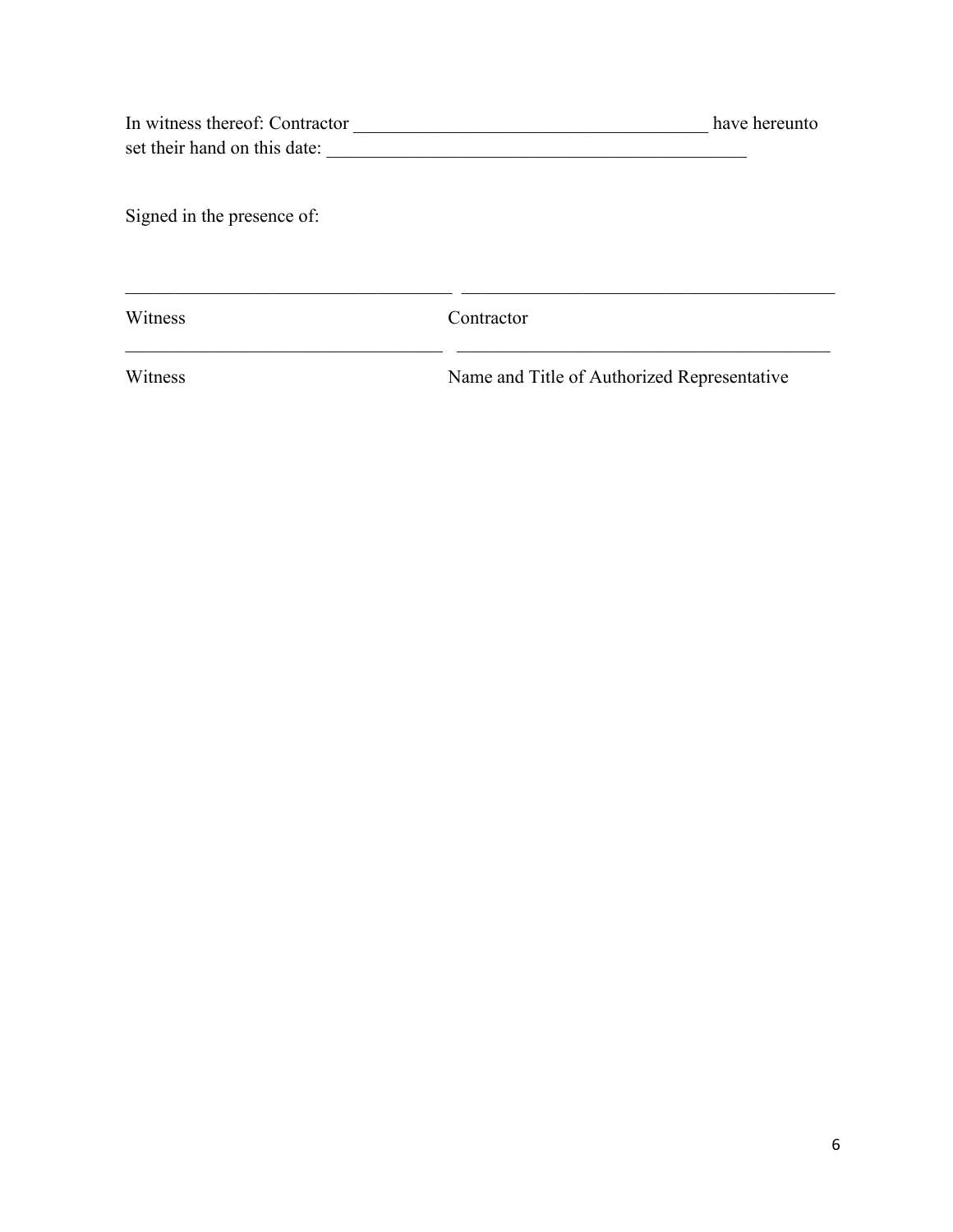In witness thereof: Contractor ______________________________________ have hereunto set their hand on this date: ____________________________________________

Signed in the presence of:

| | |
|---|---|
| ___________________________________ | ________________________________________ |
| Witness | Contractor |
| ___________________________________ | ________________________________________ |
| Witness | Name and Title of Authorized Representative |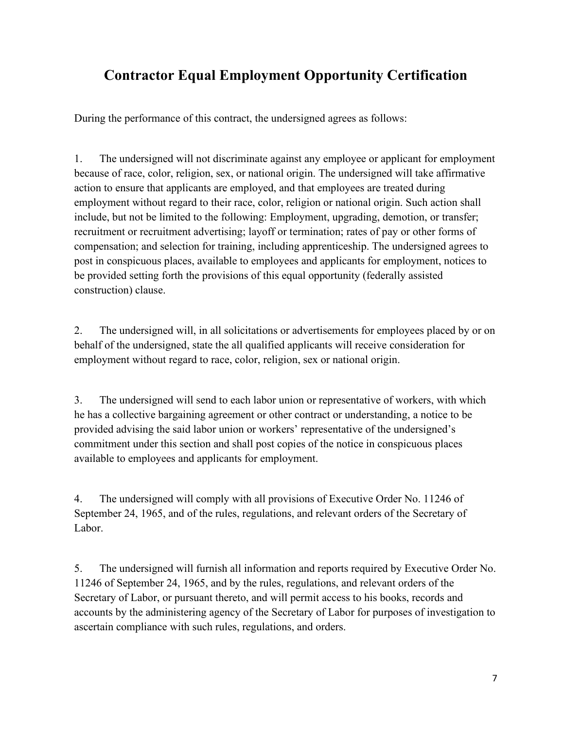# Contractor Equal Employment Opportunity Certification

During the performance of this contract, the undersigned agrees as follows:

1. The undersigned will not discriminate against any employee or applicant for employment because of race, color, religion, sex, or national origin. The undersigned will take affirmative action to ensure that applicants are employed, and that employees are treated during employment without regard to their race, color, religion or national origin. Such action shall include, but not be limited to the following: Employment, upgrading, demotion, or transfer; recruitment or recruitment advertising; layoff or termination; rates of pay or other forms of compensation; and selection for training, including apprenticeship. The undersigned agrees to post in conspicuous places, available to employees and applicants for employment, notices to be provided setting forth the provisions of this equal opportunity (federally assisted construction) clause.

2. The undersigned will, in all solicitations or advertisements for employees placed by or on behalf of the undersigned, state the all qualified applicants will receive consideration for employment without regard to race, color, religion, sex or national origin.

3. The undersigned will send to each labor union or representative of workers, with which he has a collective bargaining agreement or other contract or understanding, a notice to be provided advising the said labor union or workers' representative of the undersigned's commitment under this section and shall post copies of the notice in conspicuous places available to employees and applicants for employment.

4. The undersigned will comply with all provisions of Executive Order No. 11246 of September 24, 1965, and of the rules, regulations, and relevant orders of the Secretary of Labor.

5. The undersigned will furnish all information and reports required by Executive Order No. 11246 of September 24, 1965, and by the rules, regulations, and relevant orders of the Secretary of Labor, or pursuant thereto, and will permit access to his books, records and accounts by the administering agency of the Secretary of Labor for purposes of investigation to ascertain compliance with such rules, regulations, and orders.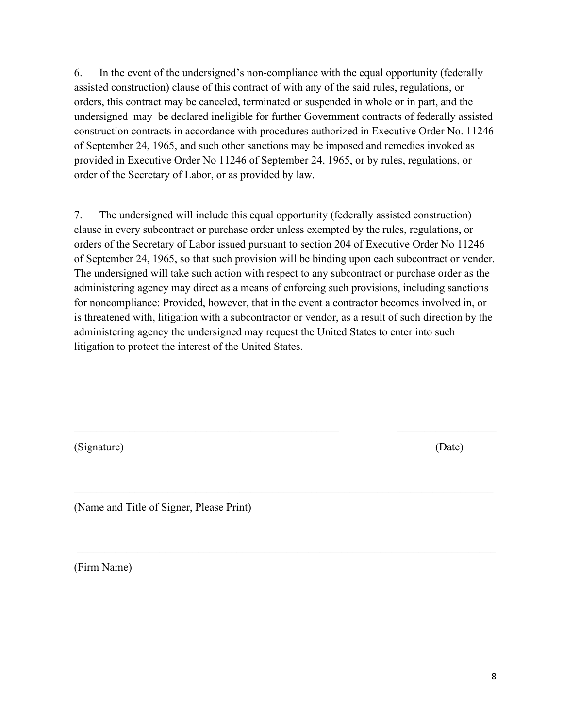6. In the event of the undersigned's non-compliance with the equal opportunity (federally assisted construction) clause of this contract of with any of the said rules, regulations, or orders, this contract may be canceled, terminated or suspended in whole or in part, and the undersigned may be declared ineligible for further Government contracts of federally assisted construction contracts in accordance with procedures authorized in Executive Order No. 11246 of September 24, 1965, and such other sanctions may be imposed and remedies invoked as provided in Executive Order No 11246 of September 24, 1965, or by rules, regulations, or order of the Secretary of Labor, or as provided by law.

7. The undersigned will include this equal opportunity (federally assisted construction) clause in every subcontract or purchase order unless exempted by the rules, regulations, or orders of the Secretary of Labor issued pursuant to section 204 of Executive Order No 11246 of September 24, 1965, so that such provision will be binding upon each subcontract or vender. The undersigned will take such action with respect to any subcontract or purchase order as the administering agency may direct as a means of enforcing such provisions, including sanctions for noncompliance: Provided, however, that in the event a contractor becomes involved in, or is threatened with, litigation with a subcontractor or vendor, as a result of such direction by the administering agency the undersigned may request the United States to enter into such litigation to protect the interest of the United States.

\_\_\_\_\_\_\_\_\_\_\_\_\_\_\_\_\_\_\_\_\_\_\_\_\_\_\_\_\_\_\_\_\_\_\_\_\_\_\_\_\_\_\_\_ \_\_\_\_\_\_\_\_\_\_\_\_\_\_\_\_\_\_

(Signature) (Date)

\_\_\_\_\_\_\_\_\_\_\_\_\_\_\_\_\_\_\_\_\_\_\_\_\_\_\_\_\_\_\_\_\_\_\_\_\_\_\_\_\_\_\_\_\_\_\_\_\_\_\_\_\_\_\_\_\_\_\_\_\_\_\_\_\_\_

(Name and Title of Signer, Please Print)

\_\_\_\_\_\_\_\_\_\_\_\_\_\_\_\_\_\_\_\_\_\_\_\_\_\_\_\_\_\_\_\_\_\_\_\_\_\_\_\_\_\_\_\_\_\_\_\_\_\_\_\_\_\_\_\_\_\_\_\_\_\_\_\_\_\_

(Firm Name)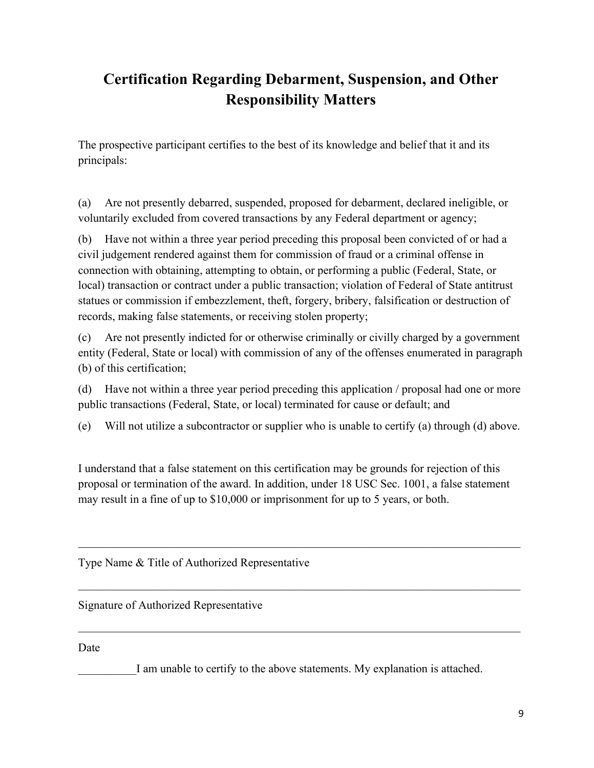# Certification Regarding Debarment, Suspension, and Other Responsibility Matters

The prospective participant certifies to the best of its knowledge and belief that it and its principals:

(a) Are not presently debarred, suspended, proposed for debarment, declared ineligible, or voluntarily excluded from covered transactions by any Federal department or agency;

(b) Have not within a three year period preceding this proposal been convicted of or had a civil judgement rendered against them for commission of fraud or a criminal offense in connection with obtaining, attempting to obtain, or performing a public (Federal, State, or local) transaction or contract under a public transaction; violation of Federal of State antitrust statues or commission if embezzlement, theft, forgery, bribery, falsification or destruction of records, making false statements, or receiving stolen property;

(c) Are not presently indicted for or otherwise criminally or civilly charged by a government entity (Federal, State or local) with commission of any of the offenses enumerated in paragraph (b) of this certification;

(d) Have not within a three year period preceding this application / proposal had one or more public transactions (Federal, State, or local) terminated for cause or default; and

(e) Will not utilize a subcontractor or supplier who is unable to certify (a) through (d) above.

I understand that a false statement on this certification may be grounds for rejection of this proposal or termination of the award. In addition, under 18 USC Sec. 1001, a false statement may result in a fine of up to $10,000 or imprisonment for up to 5 years, or both.

\_\_\_\_\_\_\_\_\_\_\_\_\_\_\_\_\_\_\_\_\_\_\_\_\_\_\_\_\_\_\_\_\_\_\_\_\_\_\_\_\_\_\_\_\_\_\_\_\_\_\_\_\_\_\_\_\_\_\_\_

Type Name & Title of Authorized Representative

\_\_\_\_\_\_\_\_\_\_\_\_\_\_\_\_\_\_\_\_\_\_\_\_\_\_\_\_\_\_\_\_\_\_\_\_\_\_\_\_\_\_\_\_\_\_\_\_\_\_\_\_\_\_\_\_\_\_\_\_

Signature of Authorized Representative

\_\_\_\_\_\_\_\_\_\_\_\_\_\_\_\_\_\_\_\_\_\_\_\_\_\_\_\_\_\_\_\_\_\_\_\_\_\_\_\_\_\_\_\_\_\_\_\_\_\_\_\_\_\_\_\_\_\_\_\_

Date

\_\_\_\_\_\_\_\_\_\_I am unable to certify to the above statements. My explanation is attached.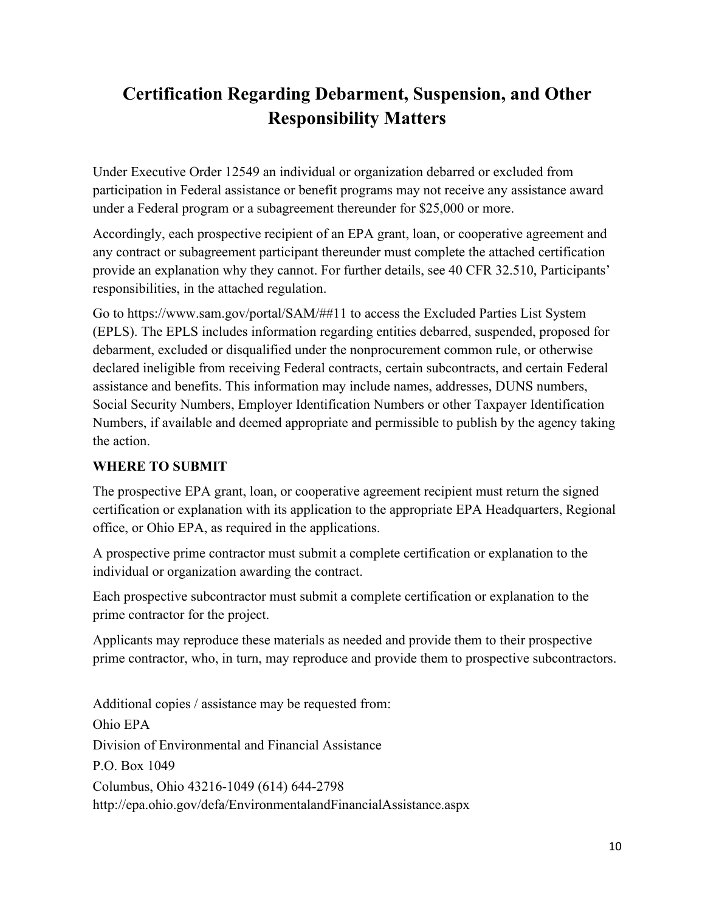# Certification Regarding Debarment, Suspension, and Other Responsibility Matters

Under Executive Order 12549 an individual or organization debarred or excluded from participation in Federal assistance or benefit programs may not receive any assistance award under a Federal program or a subagreement thereunder for $25,000 or more.

Accordingly, each prospective recipient of an EPA grant, loan, or cooperative agreement and any contract or subagreement participant thereunder must complete the attached certification provide an explanation why they cannot. For further details, see 40 CFR 32.510, Participants' responsibilities, in the attached regulation.

Go to https://www.sam.gov/portal/SAM/##11 to access the Excluded Parties List System (EPLS). The EPLS includes information regarding entities debarred, suspended, proposed for debarment, excluded or disqualified under the nonprocurement common rule, or otherwise declared ineligible from receiving Federal contracts, certain subcontracts, and certain Federal assistance and benefits. This information may include names, addresses, DUNS numbers, Social Security Numbers, Employer Identification Numbers or other Taxpayer Identification Numbers, if available and deemed appropriate and permissible to publish by the agency taking the action.

**WHERE TO SUBMIT**

The prospective EPA grant, loan, or cooperative agreement recipient must return the signed certification or explanation with its application to the appropriate EPA Headquarters, Regional office, or Ohio EPA, as required in the applications.

A prospective prime contractor must submit a complete certification or explanation to the individual or organization awarding the contract.

Each prospective subcontractor must submit a complete certification or explanation to the prime contractor for the project.

Applicants may reproduce these materials as needed and provide them to their prospective prime contractor, who, in turn, may reproduce and provide them to prospective subcontractors.

Additional copies / assistance may be requested from:

Ohio EPA

Division of Environmental and Financial Assistance

P.O. Box 1049

Columbus, Ohio 43216-1049 (614) 644-2798

http://epa.ohio.gov/defa/EnvironmentalandFinancialAssistance.aspx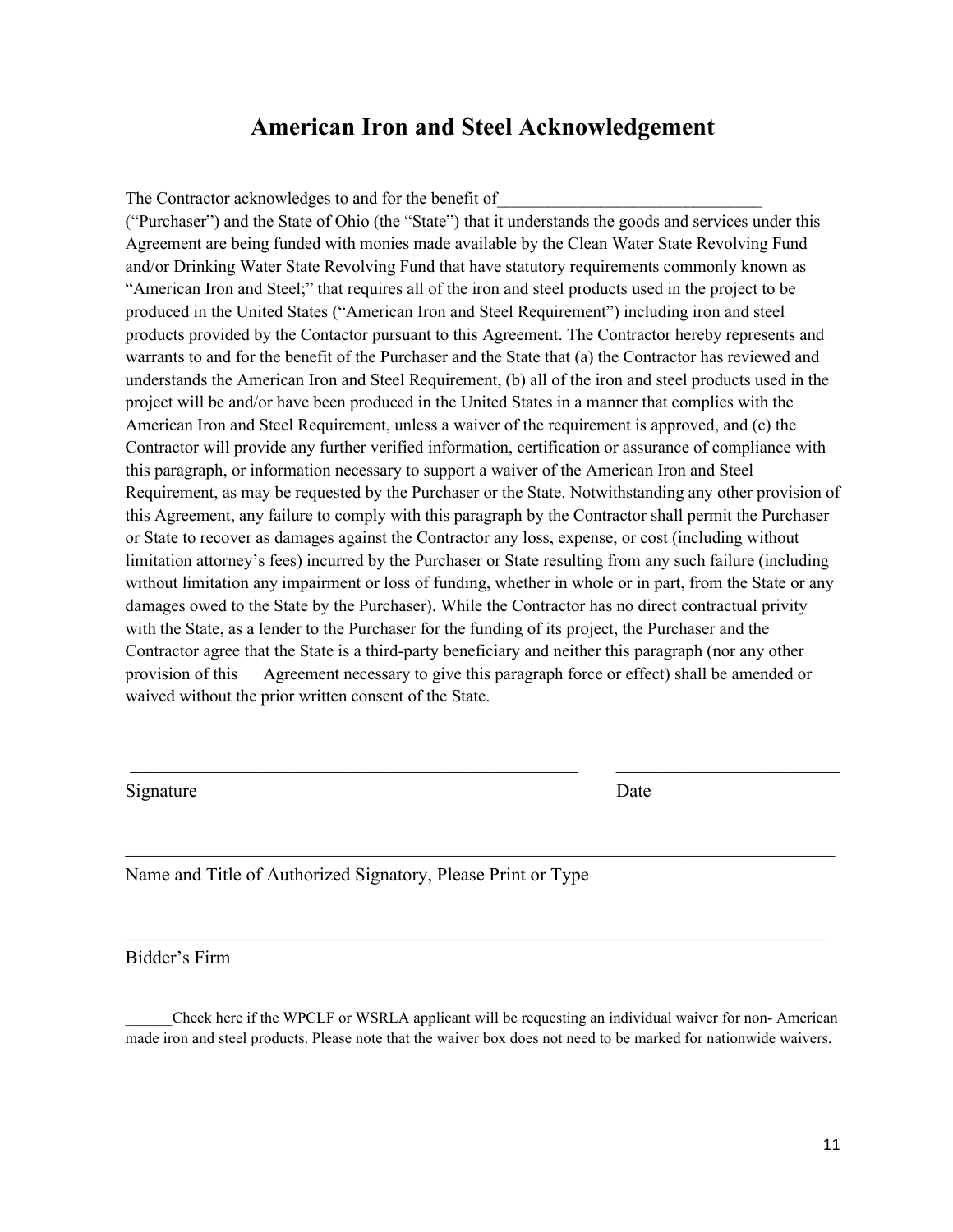# American Iron and Steel Acknowledgement

The Contractor acknowledges to and for the benefit of______________________________ ("Purchaser") and the State of Ohio (the "State") that it understands the goods and services under this Agreement are being funded with monies made available by the Clean Water State Revolving Fund and/or Drinking Water State Revolving Fund that have statutory requirements commonly known as "American Iron and Steel;" that requires all of the iron and steel products used in the project to be produced in the United States ("American Iron and Steel Requirement") including iron and steel products provided by the Contactor pursuant to this Agreement. The Contractor hereby represents and warrants to and for the benefit of the Purchaser and the State that (a) the Contractor has reviewed and understands the American Iron and Steel Requirement, (b) all of the iron and steel products used in the project will be and/or have been produced in the United States in a manner that complies with the American Iron and Steel Requirement, unless a waiver of the requirement is approved, and (c) the Contractor will provide any further verified information, certification or assurance of compliance with this paragraph, or information necessary to support a waiver of the American Iron and Steel Requirement, as may be requested by the Purchaser or the State. Notwithstanding any other provision of this Agreement, any failure to comply with this paragraph by the Contractor shall permit the Purchaser or State to recover as damages against the Contractor any loss, expense, or cost (including without limitation attorney's fees) incurred by the Purchaser or State resulting from any such failure (including without limitation any impairment or loss of funding, whether in whole or in part, from the State or any damages owed to the State by the Purchaser). While the Contractor has no direct contractual privity with the State, as a lender to the Purchaser for the funding of its project, the Purchaser and the Contractor agree that the State is a third-party beneficiary and neither this paragraph (nor any other provision of this Agreement necessary to give this paragraph force or effect) shall be amended or waived without the prior written consent of the State.

___________________________________________________ ________________________

Signature Date

_______________________________________________________________________________

Name and Title of Authorized Signatory, Please Print or Type

_______________________________________________________________________________

Bidder's Firm

______Check here if the WPCLF or WSRLA applicant will be requesting an individual waiver for non- American made iron and steel products. Please note that the waiver box does not need to be marked for nationwide waivers.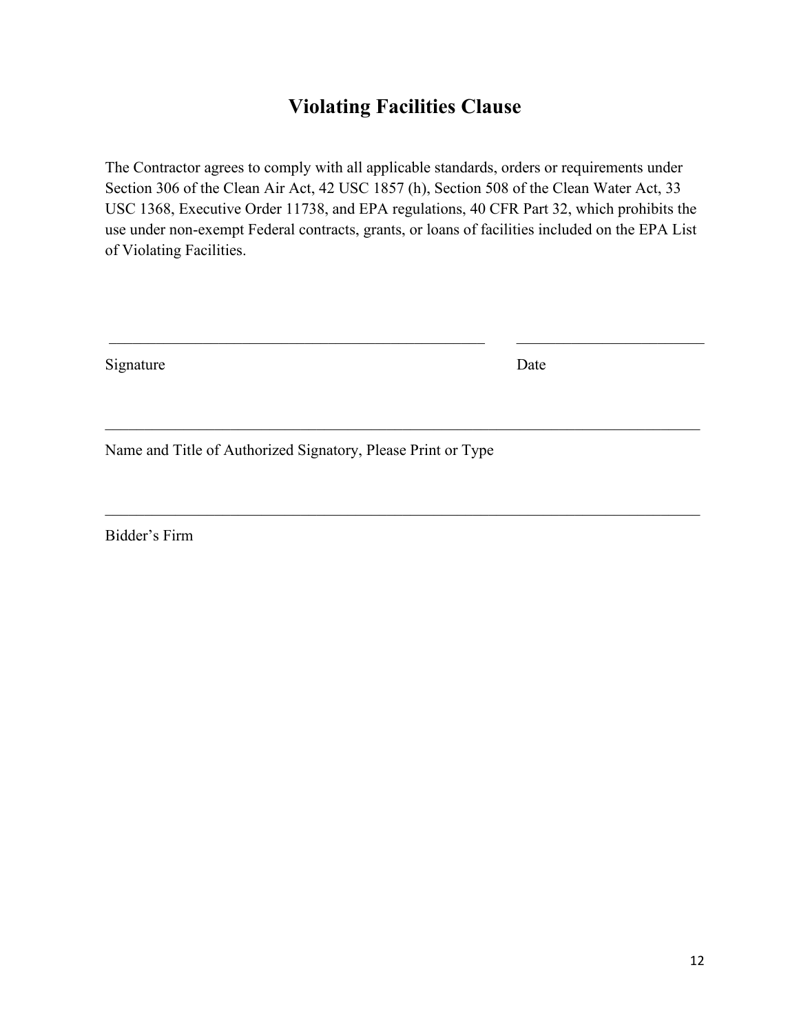# Violating Facilities Clause

The Contractor agrees to comply with all applicable standards, orders or requirements under Section 306 of the Clean Air Act, 42 USC 1857 (h), Section 508 of the Clean Water Act, 33 USC 1368, Executive Order 11738, and EPA regulations, 40 CFR Part 32, which prohibits the use under non-exempt Federal contracts, grants, or loans of facilities included on the EPA List of Violating Facilities.

____________________________________________________ ________________________

Signature Date

____________________________________________________________________________

Name and Title of Authorized Signatory, Please Print or Type

____________________________________________________________________________

Bidder's Firm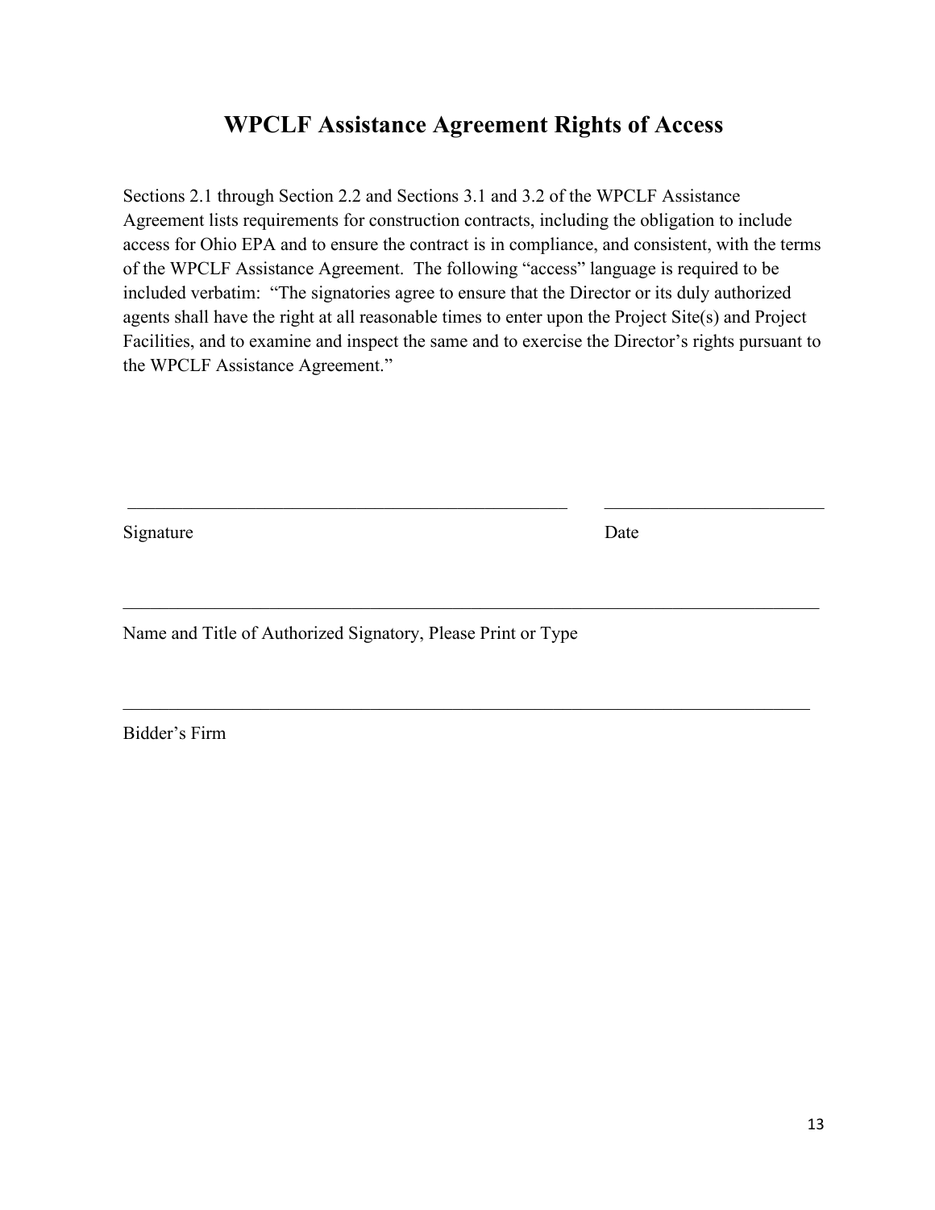# WPCLF Assistance Agreement Rights of Access

Sections 2.1 through Section 2.2 and Sections 3.1 and 3.2 of the WPCLF Assistance Agreement lists requirements for construction contracts, including the obligation to include access for Ohio EPA and to ensure the contract is in compliance, and consistent, with the terms of the WPCLF Assistance Agreement. The following "access" language is required to be included verbatim: "The signatories agree to ensure that the Director or its duly authorized agents shall have the right at all reasonable times to enter upon the Project Site(s) and Project Facilities, and to examine and inspect the same and to exercise the Director's rights pursuant to the WPCLF Assistance Agreement."

\_\_\_\_\_\_\_\_\_\_\_\_\_\_\_\_\_\_\_\_\_\_\_\_\_\_\_\_\_\_\_\_\_\_\_\_\_\_\_\_\_\_\_\_ \_\_\_\_\_\_\_\_\_\_\_\_\_\_\_\_\_\_\_\_\_\_

Signature Date

\_\_\_\_\_\_\_\_\_\_\_\_\_\_\_\_\_\_\_\_\_\_\_\_\_\_\_\_\_\_\_\_\_\_\_\_\_\_\_\_\_\_\_\_\_\_\_\_\_\_\_\_\_\_\_\_\_\_\_\_\_\_\_\_\_\_

Name and Title of Authorized Signatory, Please Print or Type

\_\_\_\_\_\_\_\_\_\_\_\_\_\_\_\_\_\_\_\_\_\_\_\_\_\_\_\_\_\_\_\_\_\_\_\_\_\_\_\_\_\_\_\_\_\_\_\_\_\_\_\_\_\_\_\_\_\_\_\_\_\_\_\_\_\_

Bidder's Firm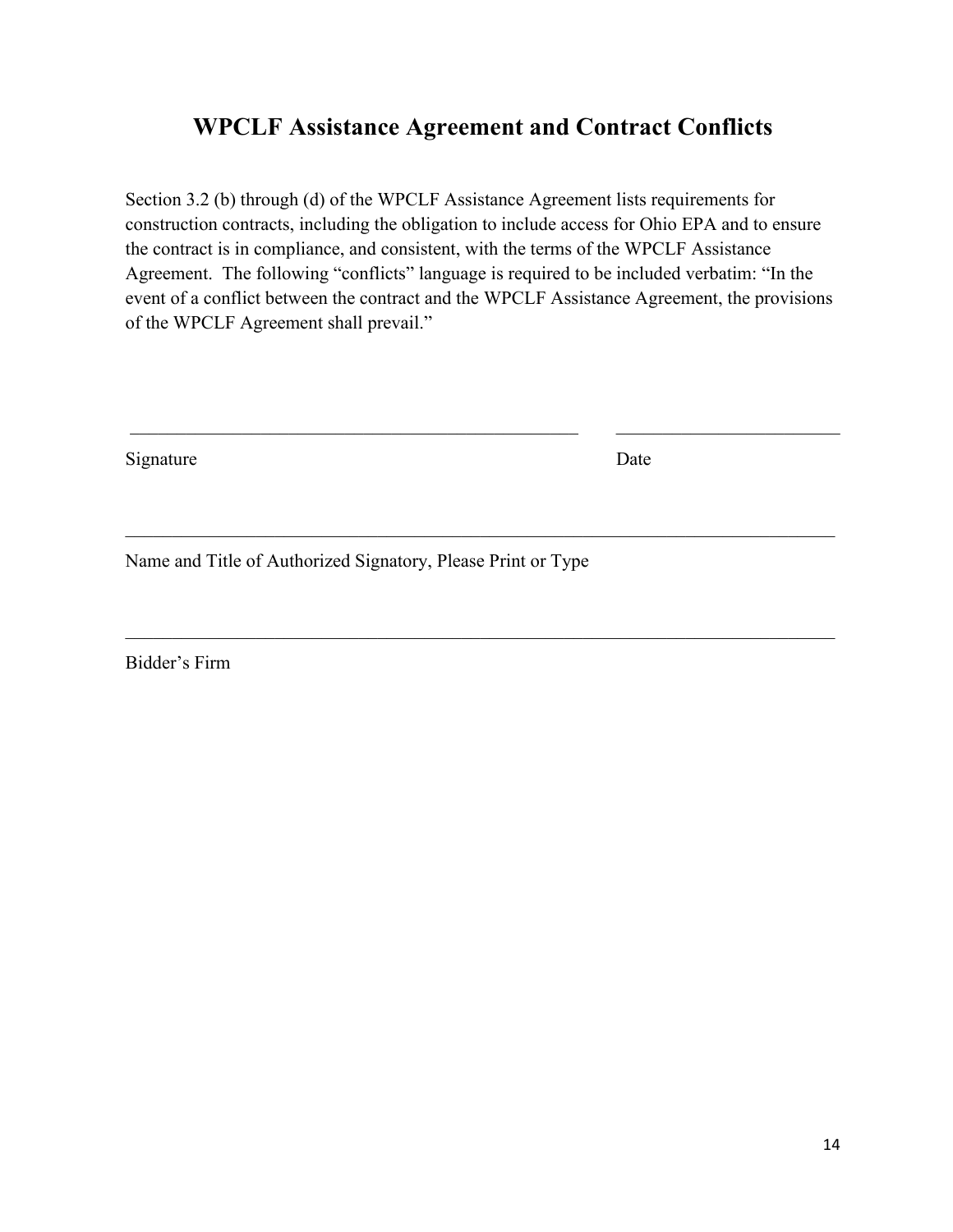# WPCLF Assistance Agreement and Contract Conflicts

Section 3.2 (b) through (d) of the WPCLF Assistance Agreement lists requirements for construction contracts, including the obligation to include access for Ohio EPA and to ensure the contract is in compliance, and consistent, with the terms of the WPCLF Assistance Agreement. The following "conflicts" language is required to be included verbatim: "In the event of a conflict between the contract and the WPCLF Assistance Agreement, the provisions of the WPCLF Agreement shall prevail."

\_\_\_\_\_\_\_\_\_\_\_\_\_\_\_\_\_\_\_\_\_\_\_\_\_\_\_\_\_\_\_\_\_\_\_\_\_\_\_\_\_\_\_\_\_\_\_\_ \_\_\_\_\_\_\_\_\_\_\_\_\_\_\_\_\_\_\_\_\_\_\_\_\_

Signature Date

\_\_\_\_\_\_\_\_\_\_\_\_\_\_\_\_\_\_\_\_\_\_\_\_\_\_\_\_\_\_\_\_\_\_\_\_\_\_\_\_\_\_\_\_\_\_\_\_\_\_\_\_\_\_\_\_\_\_\_\_\_\_\_\_\_\_\_\_\_\_\_\_\_\_\_\_

Name and Title of Authorized Signatory, Please Print or Type

\_\_\_\_\_\_\_\_\_\_\_\_\_\_\_\_\_\_\_\_\_\_\_\_\_\_\_\_\_\_\_\_\_\_\_\_\_\_\_\_\_\_\_\_\_\_\_\_\_\_\_\_\_\_\_\_\_\_\_\_\_\_\_\_\_\_\_\_\_\_\_\_\_\_\_\_

Bidder's Firm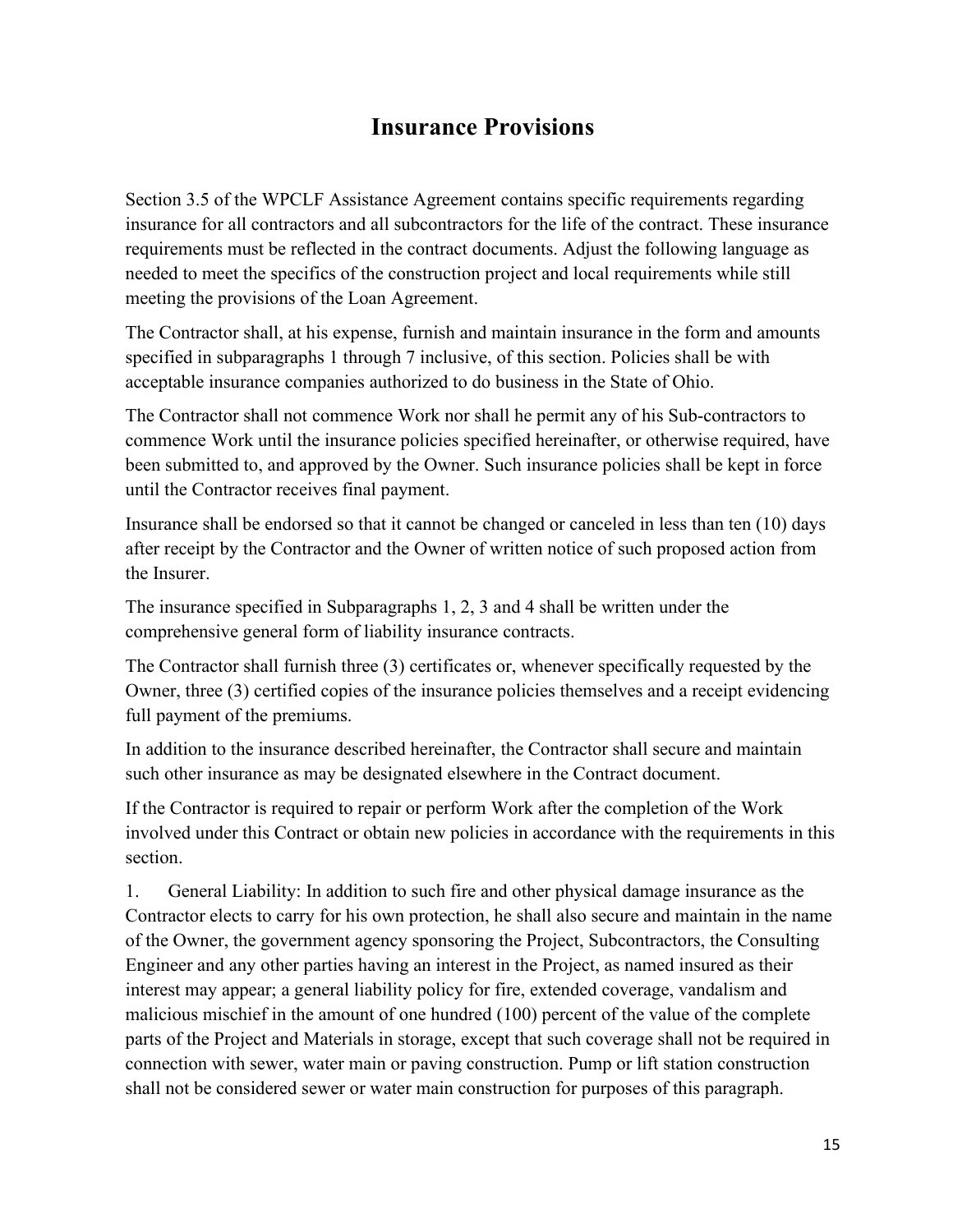# Insurance Provisions

Section 3.5 of the WPCLF Assistance Agreement contains specific requirements regarding insurance for all contractors and all subcontractors for the life of the contract. These insurance requirements must be reflected in the contract documents. Adjust the following language as needed to meet the specifics of the construction project and local requirements while still meeting the provisions of the Loan Agreement.

The Contractor shall, at his expense, furnish and maintain insurance in the form and amounts specified in subparagraphs 1 through 7 inclusive, of this section. Policies shall be with acceptable insurance companies authorized to do business in the State of Ohio.

The Contractor shall not commence Work nor shall he permit any of his Sub-contractors to commence Work until the insurance policies specified hereinafter, or otherwise required, have been submitted to, and approved by the Owner. Such insurance policies shall be kept in force until the Contractor receives final payment.

Insurance shall be endorsed so that it cannot be changed or canceled in less than ten (10) days after receipt by the Contractor and the Owner of written notice of such proposed action from the Insurer.

The insurance specified in Subparagraphs 1, 2, 3 and 4 shall be written under the comprehensive general form of liability insurance contracts.

The Contractor shall furnish three (3) certificates or, whenever specifically requested by the Owner, three (3) certified copies of the insurance policies themselves and a receipt evidencing full payment of the premiums.

In addition to the insurance described hereinafter, the Contractor shall secure and maintain such other insurance as may be designated elsewhere in the Contract document.

If the Contractor is required to repair or perform Work after the completion of the Work involved under this Contract or obtain new policies in accordance with the requirements in this section.

1. General Liability: In addition to such fire and other physical damage insurance as the Contractor elects to carry for his own protection, he shall also secure and maintain in the name of the Owner, the government agency sponsoring the Project, Subcontractors, the Consulting Engineer and any other parties having an interest in the Project, as named insured as their interest may appear; a general liability policy for fire, extended coverage, vandalism and malicious mischief in the amount of one hundred (100) percent of the value of the complete parts of the Project and Materials in storage, except that such coverage shall not be required in connection with sewer, water main or paving construction. Pump or lift station construction shall not be considered sewer or water main construction for purposes of this paragraph.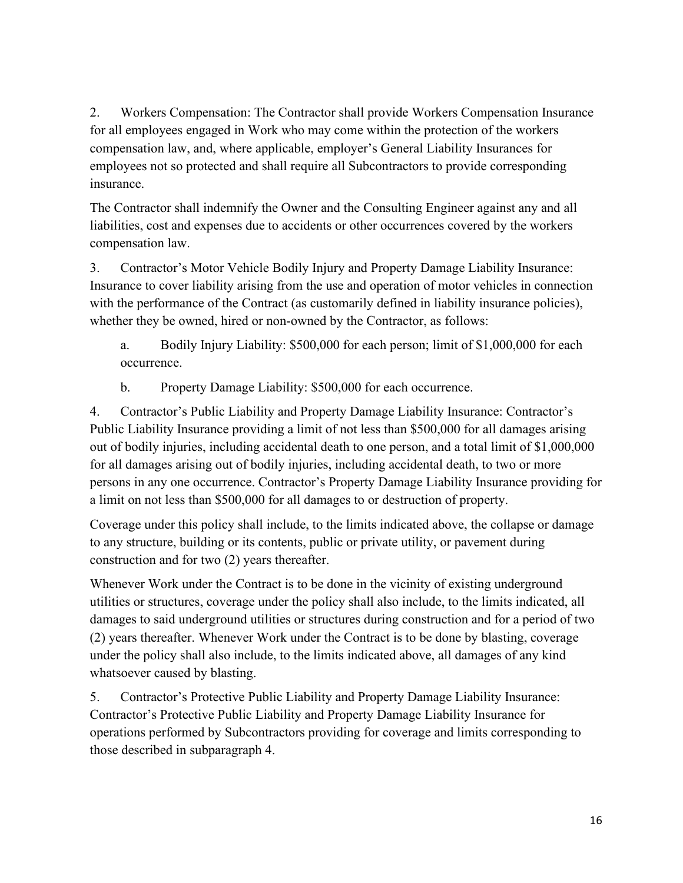2. Workers Compensation: The Contractor shall provide Workers Compensation Insurance for all employees engaged in Work who may come within the protection of the workers compensation law, and, where applicable, employer's General Liability Insurances for employees not so protected and shall require all Subcontractors to provide corresponding insurance.

The Contractor shall indemnify the Owner and the Consulting Engineer against any and all liabilities, cost and expenses due to accidents or other occurrences covered by the workers compensation law.

3. Contractor's Motor Vehicle Bodily Injury and Property Damage Liability Insurance: Insurance to cover liability arising from the use and operation of motor vehicles in connection with the performance of the Contract (as customarily defined in liability insurance policies), whether they be owned, hired or non-owned by the Contractor, as follows:

   a. Bodily Injury Liability: $500,000 for each person; limit of $1,000,000 for each occurrence.

   b. Property Damage Liability: $500,000 for each occurrence.

4. Contractor's Public Liability and Property Damage Liability Insurance: Contractor's Public Liability Insurance providing a limit of not less than $500,000 for all damages arising out of bodily injuries, including accidental death to one person, and a total limit of $1,000,000 for all damages arising out of bodily injuries, including accidental death, to two or more persons in any one occurrence. Contractor's Property Damage Liability Insurance providing for a limit on not less than $500,000 for all damages to or destruction of property.

Coverage under this policy shall include, to the limits indicated above, the collapse or damage to any structure, building or its contents, public or private utility, or pavement during construction and for two (2) years thereafter.

Whenever Work under the Contract is to be done in the vicinity of existing underground utilities or structures, coverage under the policy shall also include, to the limits indicated, all damages to said underground utilities or structures during construction and for a period of two (2) years thereafter. Whenever Work under the Contract is to be done by blasting, coverage under the policy shall also include, to the limits indicated above, all damages of any kind whatsoever caused by blasting.

5. Contractor's Protective Public Liability and Property Damage Liability Insurance: Contractor's Protective Public Liability and Property Damage Liability Insurance for operations performed by Subcontractors providing for coverage and limits corresponding to those described in subparagraph 4.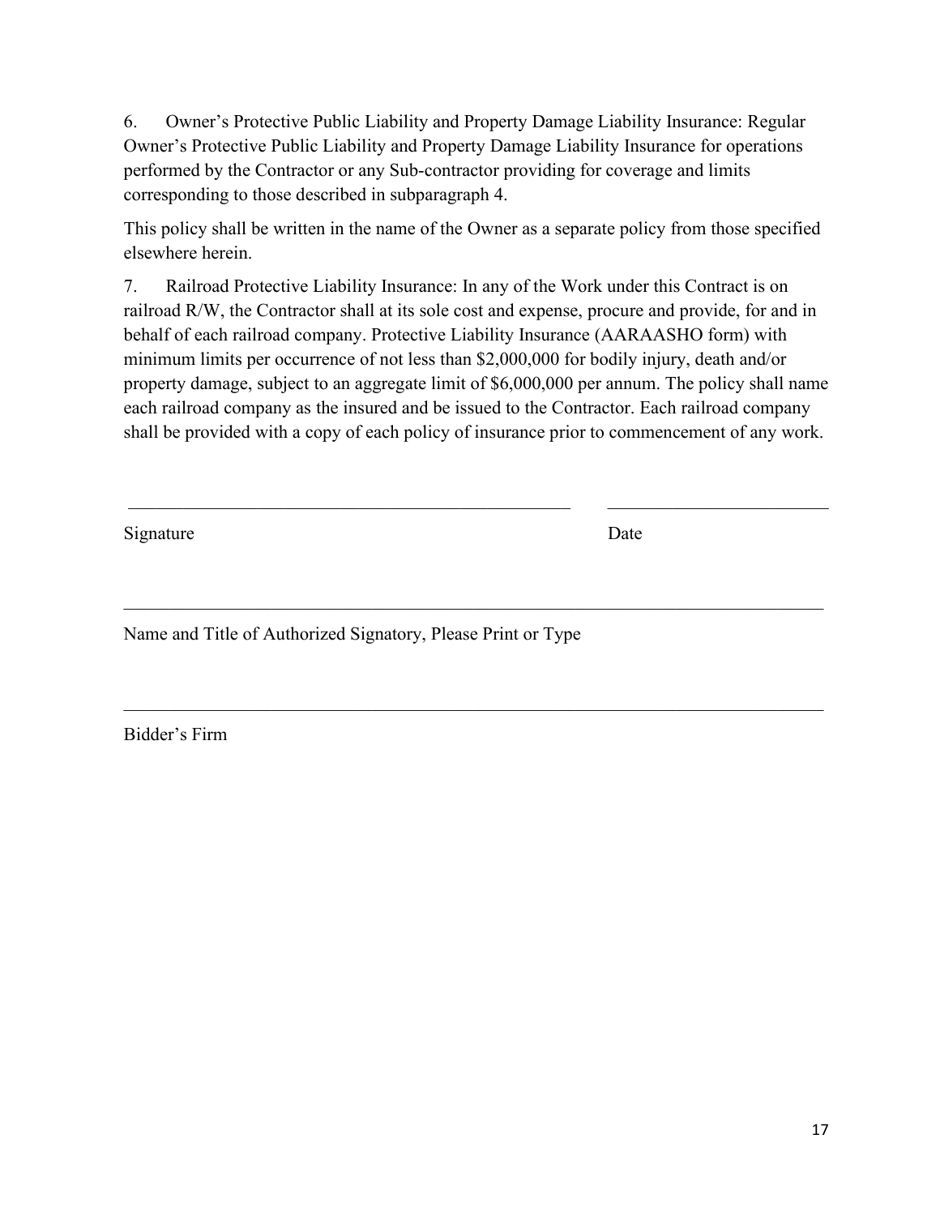6. Owner's Protective Public Liability and Property Damage Liability Insurance: Regular Owner's Protective Public Liability and Property Damage Liability Insurance for operations performed by the Contractor or any Sub-contractor providing for coverage and limits corresponding to those described in subparagraph 4.

This policy shall be written in the name of the Owner as a separate policy from those specified elsewhere herein.

7. Railroad Protective Liability Insurance: In any of the Work under this Contract is on railroad R/W, the Contractor shall at its sole cost and expense, procure and provide, for and in behalf of each railroad company. Protective Liability Insurance (AARAASHO form) with minimum limits per occurrence of not less than $2,000,000 for bodily injury, death and/or property damage, subject to an aggregate limit of $6,000,000 per annum. The policy shall name each railroad company as the insured and be issued to the Contractor. Each railroad company shall be provided with a copy of each policy of insurance prior to commencement of any work.

\_\_\_\_\_\_\_\_\_\_\_\_\_\_\_\_\_\_\_\_\_\_\_\_\_\_\_\_\_\_\_\_\_\_\_\_\_\_\_\_\_\_\_\_\_\_ \_\_\_\_\_\_\_\_\_\_\_\_\_\_\_\_\_\_\_\_\_\_

Signature Date

\_\_\_\_\_\_\_\_\_\_\_\_\_\_\_\_\_\_\_\_\_\_\_\_\_\_\_\_\_\_\_\_\_\_\_\_\_\_\_\_\_\_\_\_\_\_\_\_\_\_\_\_\_\_\_\_\_\_\_\_\_\_\_\_\_\_\_\_\_\_

Name and Title of Authorized Signatory, Please Print or Type

\_\_\_\_\_\_\_\_\_\_\_\_\_\_\_\_\_\_\_\_\_\_\_\_\_\_\_\_\_\_\_\_\_\_\_\_\_\_\_\_\_\_\_\_\_\_\_\_\_\_\_\_\_\_\_\_\_\_\_\_\_\_\_\_\_\_\_\_\_\_

Bidder's Firm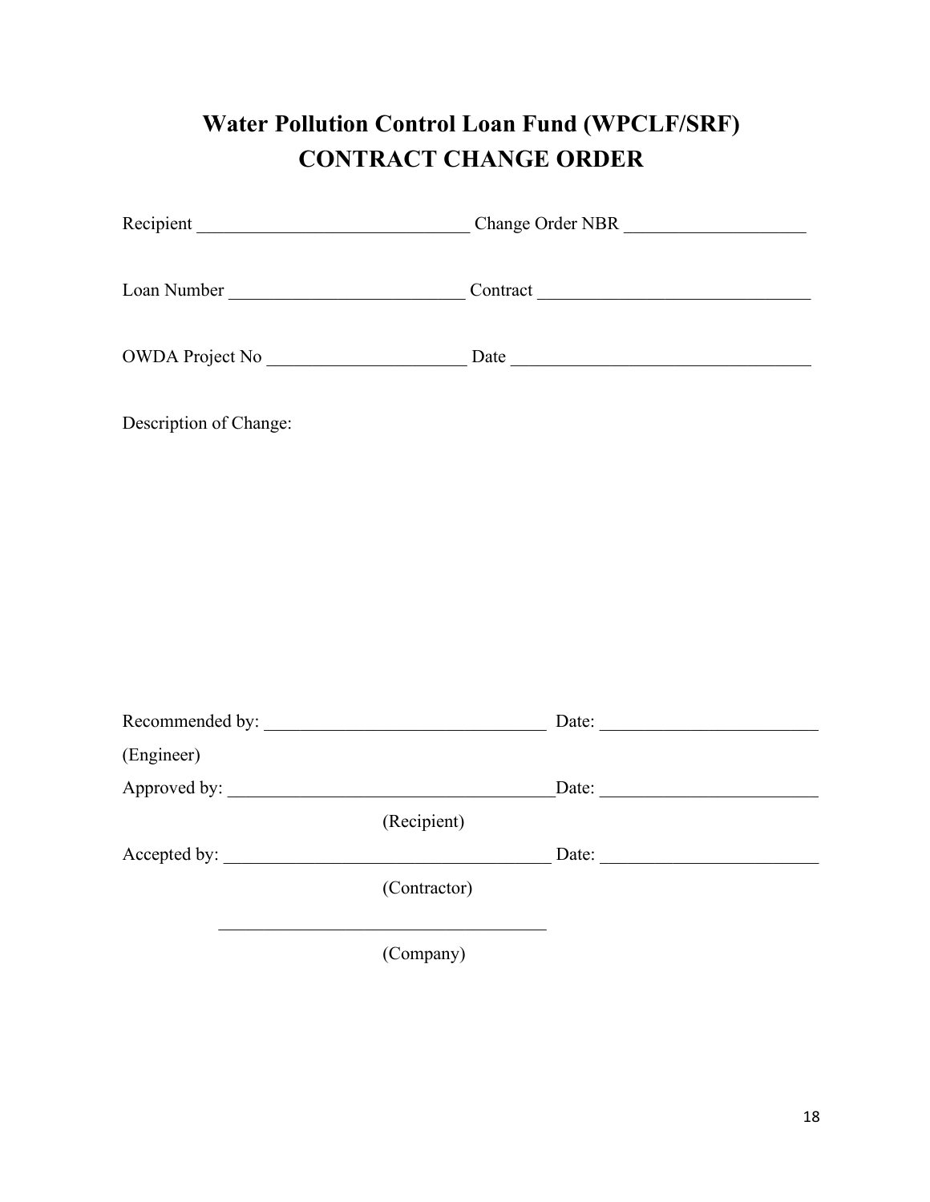# Water Pollution Control Loan Fund (WPCLF/SRF)
# CONTRACT CHANGE ORDER

Recipient ______________________________ Change Order NBR ____________________

Loan Number __________________________ Contract ______________________________

OWDA Project No ______________________ Date __________________________________

Description of Change:

Recommended by: _______________________________ Date: ________________________

(Engineer)

Approved by: ____________________________________Date: ________________________

(Recipient)

Accepted by: ____________________________________ Date: ________________________

(Contractor)

____________________________________

(Company)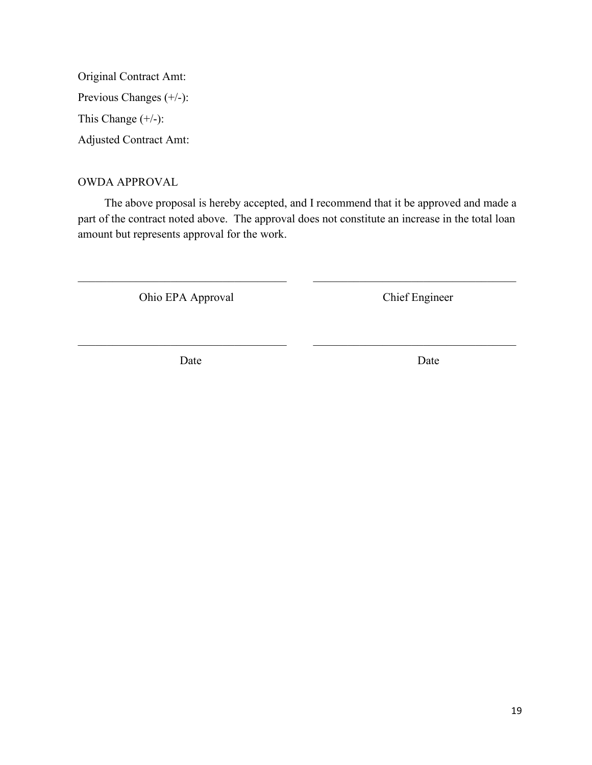Original Contract Amt:

Previous Changes (+/-):

This Change (+/-):

Adjusted Contract Amt:

OWDA APPROVAL

The above proposal is hereby accepted, and I recommend that it be approved and made a part of the contract noted above. The approval does not constitute an increase in the total loan amount but represents approval for the work.

| \_\_\_\_\_\_\_\_\_\_\_\_\_\_\_\_\_\_\_\_\_\_\_\_\_\_\_\_\_\_\_\_\_\_\_\_ | \_\_\_\_\_\_\_\_\_\_\_\_\_\_\_\_\_\_\_\_\_\_\_\_\_\_\_\_\_\_\_\_\_\_\_\_ |
|---|---|
| Ohio EPA Approval | Chief Engineer |
| \_\_\_\_\_\_\_\_\_\_\_\_\_\_\_\_\_\_\_\_\_\_\_\_\_\_\_\_\_\_\_\_\_\_\_\_ | \_\_\_\_\_\_\_\_\_\_\_\_\_\_\_\_\_\_\_\_\_\_\_\_\_\_\_\_\_\_\_\_\_\_\_\_ |
| Date | Date |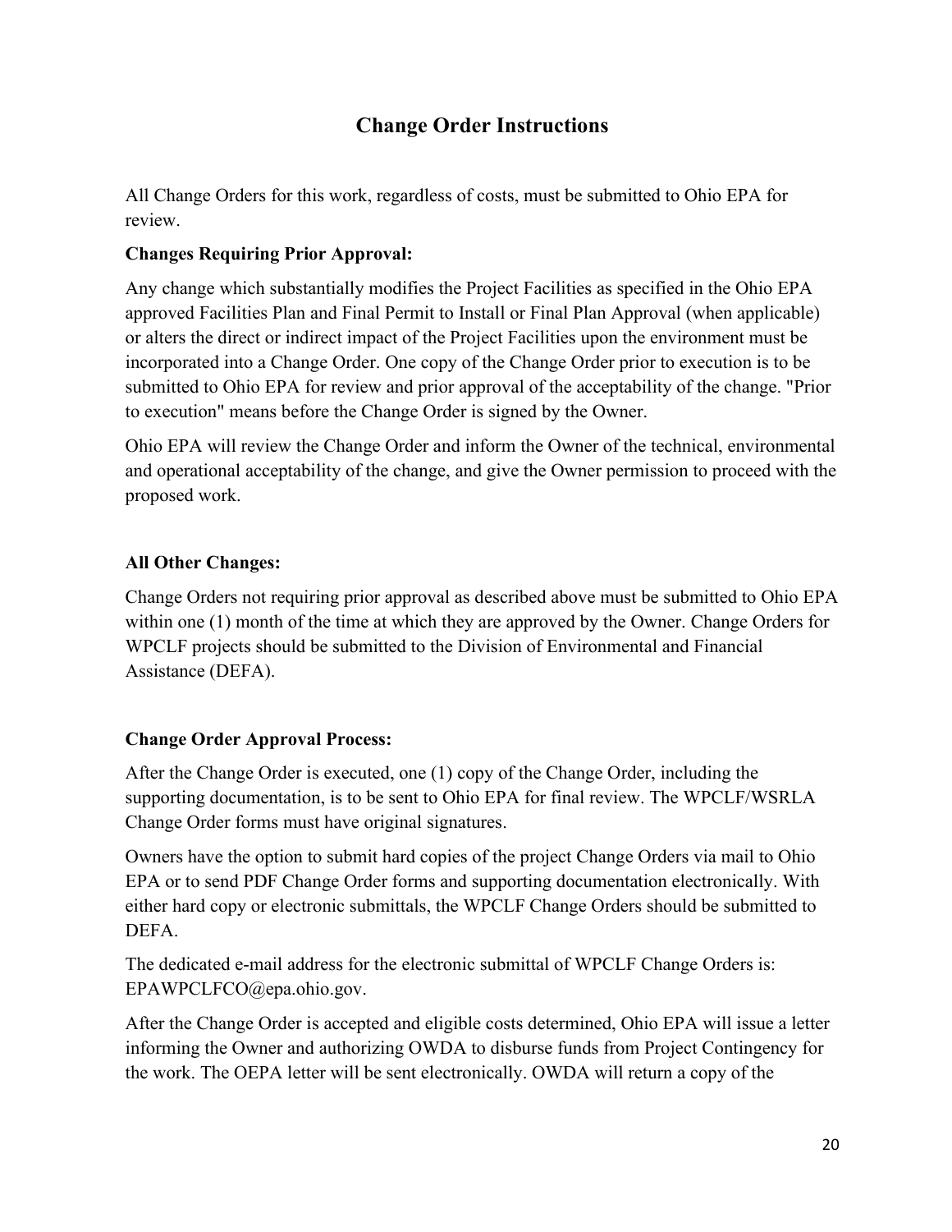# Change Order Instructions

All Change Orders for this work, regardless of costs, must be submitted to Ohio EPA for review.

**Changes Requiring Prior Approval:**

Any change which substantially modifies the Project Facilities as specified in the Ohio EPA approved Facilities Plan and Final Permit to Install or Final Plan Approval (when applicable) or alters the direct or indirect impact of the Project Facilities upon the environment must be incorporated into a Change Order. One copy of the Change Order prior to execution is to be submitted to Ohio EPA for review and prior approval of the acceptability of the change. "Prior to execution" means before the Change Order is signed by the Owner.

Ohio EPA will review the Change Order and inform the Owner of the technical, environmental and operational acceptability of the change, and give the Owner permission to proceed with the proposed work.

**All Other Changes:**

Change Orders not requiring prior approval as described above must be submitted to Ohio EPA within one (1) month of the time at which they are approved by the Owner. Change Orders for WPCLF projects should be submitted to the Division of Environmental and Financial Assistance (DEFA).

**Change Order Approval Process:**

After the Change Order is executed, one (1) copy of the Change Order, including the supporting documentation, is to be sent to Ohio EPA for final review. The WPCLF/WSRLA Change Order forms must have original signatures.

Owners have the option to submit hard copies of the project Change Orders via mail to Ohio EPA or to send PDF Change Order forms and supporting documentation electronically. With either hard copy or electronic submittals, the WPCLF Change Orders should be submitted to DEFA.

The dedicated e-mail address for the electronic submittal of WPCLF Change Orders is: EPAWPCLFCO@epa.ohio.gov.

After the Change Order is accepted and eligible costs determined, Ohio EPA will issue a letter informing the Owner and authorizing OWDA to disburse funds from Project Contingency for the work. The OEPA letter will be sent electronically. OWDA will return a copy of the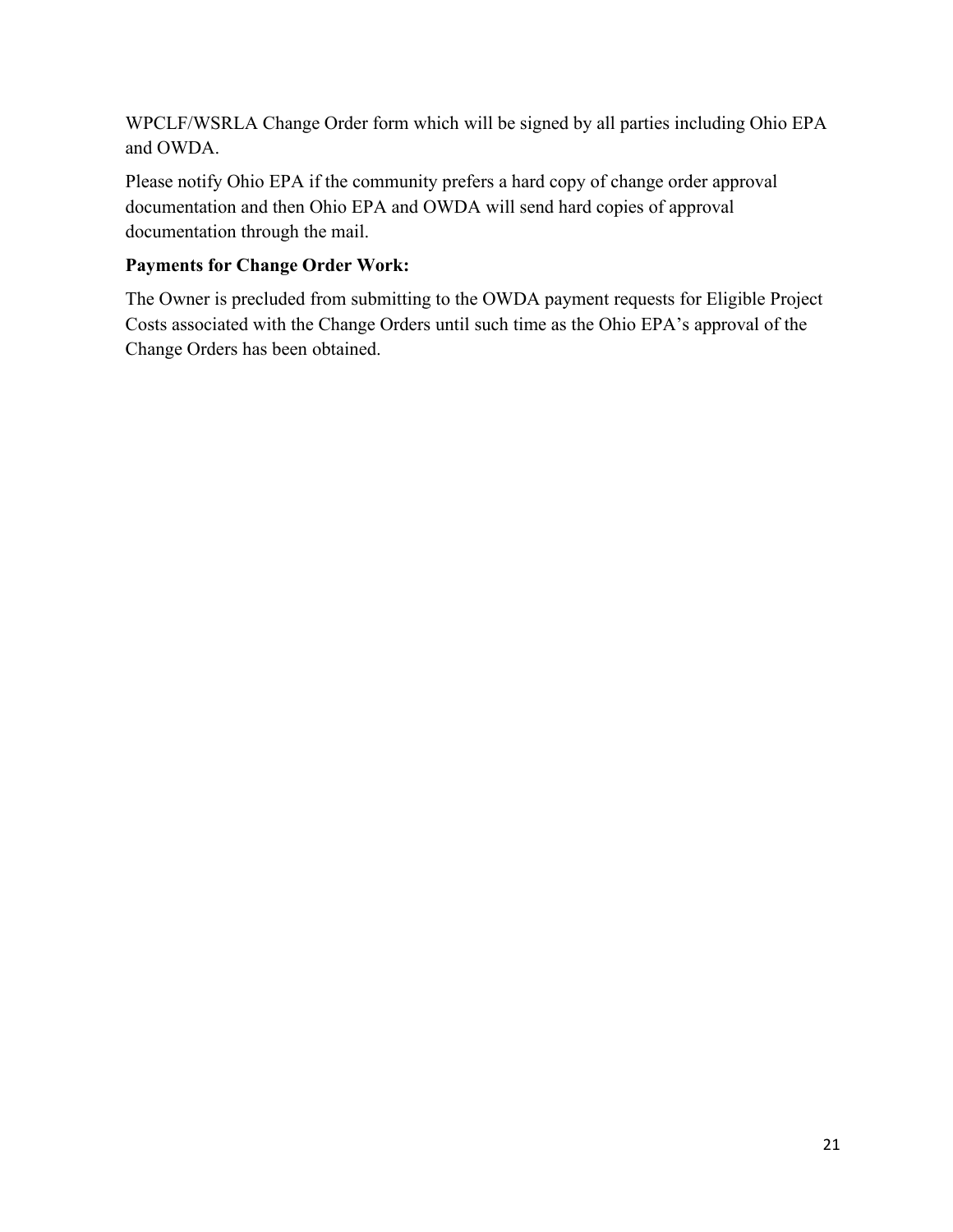WPCLF/WSRLA Change Order form which will be signed by all parties including Ohio EPA and OWDA.

Please notify Ohio EPA if the community prefers a hard copy of change order approval documentation and then Ohio EPA and OWDA will send hard copies of approval documentation through the mail.

**Payments for Change Order Work:**

The Owner is precluded from submitting to the OWDA payment requests for Eligible Project Costs associated with the Change Orders until such time as the Ohio EPA's approval of the Change Orders has been obtained.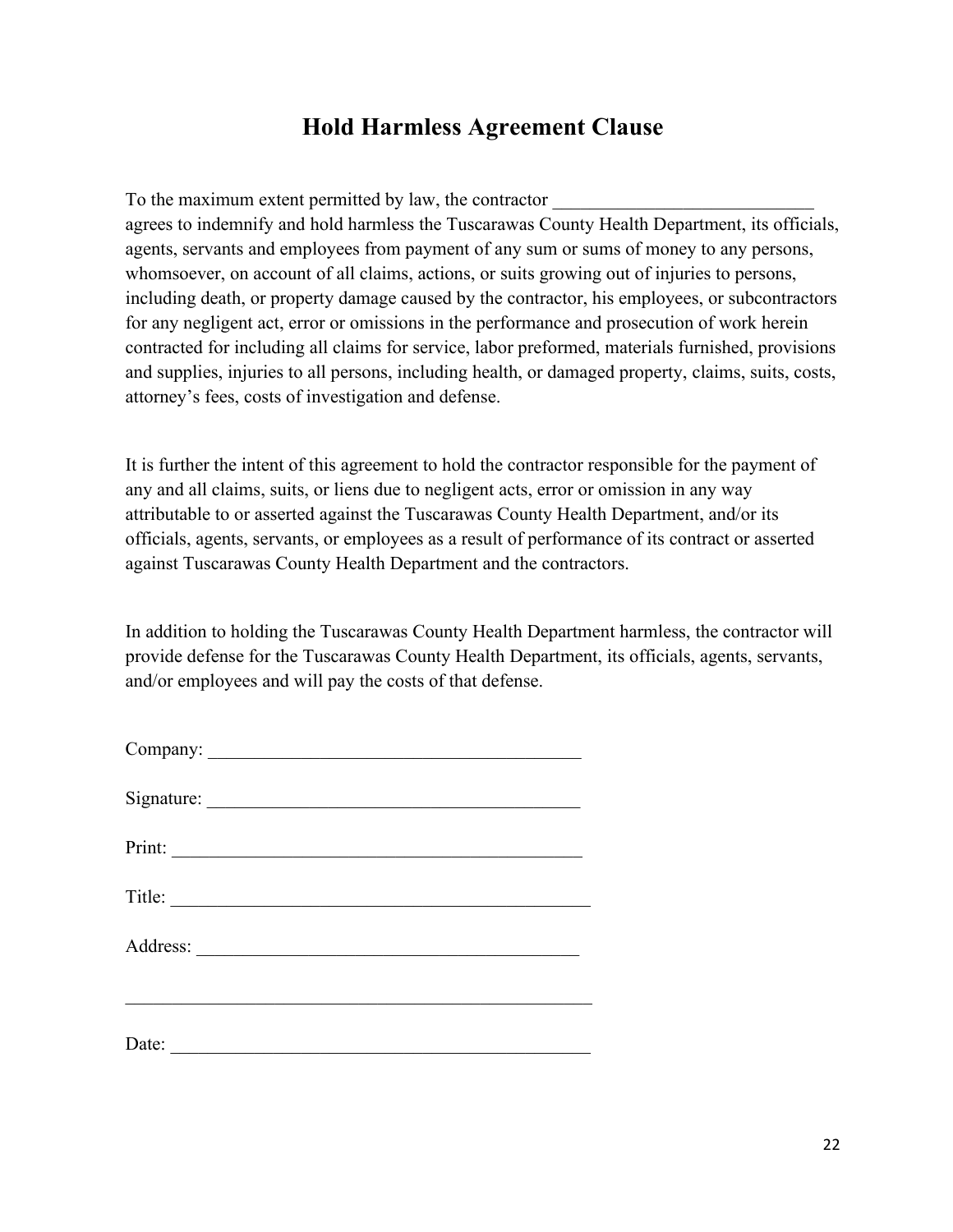# Hold Harmless Agreement Clause

To the maximum extent permitted by law, the contractor ____________________________ agrees to indemnify and hold harmless the Tuscarawas County Health Department, its officials, agents, servants and employees from payment of any sum or sums of money to any persons, whomsoever, on account of all claims, actions, or suits growing out of injuries to persons, including death, or property damage caused by the contractor, his employees, or subcontractors for any negligent act, error or omissions in the performance and prosecution of work herein contracted for including all claims for service, labor preformed, materials furnished, provisions and supplies, injuries to all persons, including health, or damaged property, claims, suits, costs, attorney's fees, costs of investigation and defense.

It is further the intent of this agreement to hold the contractor responsible for the payment of any and all claims, suits, or liens due to negligent acts, error or omission in any way attributable to or asserted against the Tuscarawas County Health Department, and/or its officials, agents, servants, or employees as a result of performance of its contract or asserted against Tuscarawas County Health Department and the contractors.

In addition to holding the Tuscarawas County Health Department harmless, the contractor will provide defense for the Tuscarawas County Health Department, its officials, agents, servants, and/or employees and will pay the costs of that defense.

Company: ________________________________________

Signature: ________________________________________

Print: ____________________________________________

Title: _____________________________________________

Address: __________________________________________

__________________________________________________

Date: _____________________________________________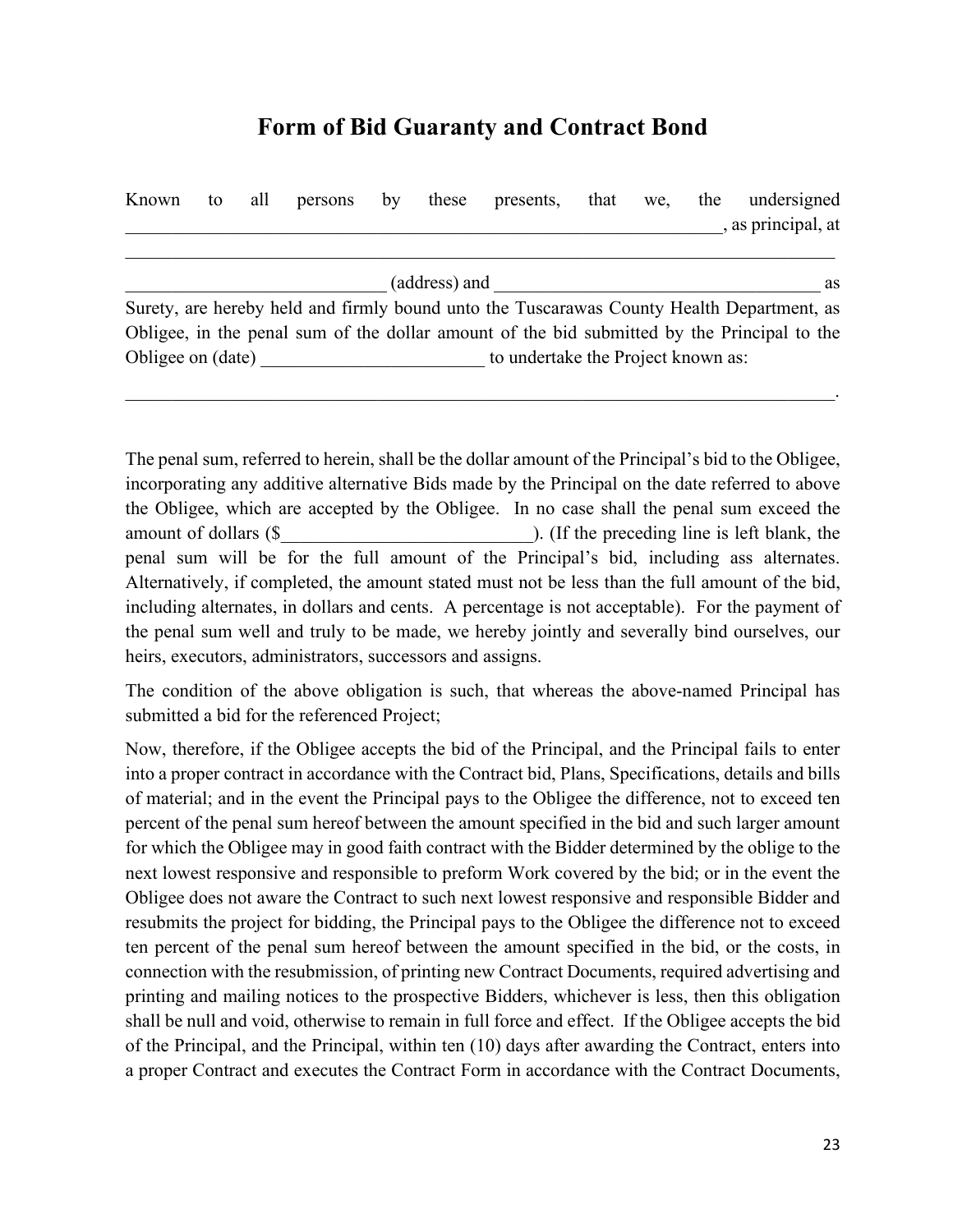# Form of Bid Guaranty and Contract Bond

Known to all persons by these presents, that we, the undersigned \_\_\_\_\_\_\_\_\_\_\_\_\_\_\_\_\_\_\_\_\_\_\_\_\_\_\_\_\_\_\_\_\_\_\_\_\_\_\_\_\_\_\_\_\_\_\_\_\_\_\_\_\_\_\_\_\_\_\_\_\_\_\_\_\_\_\_\_, as principal, at \_\_\_\_\_\_\_\_\_\_\_\_\_\_\_\_\_\_\_\_\_\_\_\_\_\_\_\_\_\_\_\_\_\_\_\_\_\_\_\_\_\_\_\_\_\_\_\_\_\_\_\_\_\_\_\_\_\_\_\_\_\_\_\_\_\_\_\_\_\_\_\_\_\_\_\_\_\_

\_\_\_\_\_\_\_\_\_\_\_\_\_\_\_\_\_\_\_\_\_\_\_\_\_\_\_\_\_\_ (address) and \_\_\_\_\_\_\_\_\_\_\_\_\_\_\_\_\_\_\_\_\_\_\_\_\_\_\_\_\_\_\_\_\_\_\_\_\_\_ as Surety, are hereby held and firmly bound unto the Tuscarawas County Health Department, as Obligee, in the penal sum of the dollar amount of the bid submitted by the Principal to the Obligee on (date) \_\_\_\_\_\_\_\_\_\_\_\_\_\_\_\_\_\_\_\_\_\_\_\_\_\_ to undertake the Project known as:

\_\_\_\_\_\_\_\_\_\_\_\_\_\_\_\_\_\_\_\_\_\_\_\_\_\_\_\_\_\_\_\_\_\_\_\_\_\_\_\_\_\_\_\_\_\_\_\_\_\_\_\_\_\_\_\_\_\_\_\_\_\_\_\_\_\_\_\_\_\_\_\_\_\_\_\_\_\_.

The penal sum, referred to herein, shall be the dollar amount of the Principal's bid to the Obligee, incorporating any additive alternative Bids made by the Principal on the date referred to above the Obligee, which are accepted by the Obligee. In no case shall the penal sum exceed the amount of dollars ($\_\_\_\_\_\_\_\_\_\_\_\_\_\_\_\_\_\_\_\_\_\_\_\_\_\_\_\_\_). (If the preceding line is left blank, the penal sum will be for the full amount of the Principal's bid, including ass alternates. Alternatively, if completed, the amount stated must not be less than the full amount of the bid, including alternates, in dollars and cents. A percentage is not acceptable). For the payment of the penal sum well and truly to be made, we hereby jointly and severally bind ourselves, our heirs, executors, administrators, successors and assigns.

The condition of the above obligation is such, that whereas the above-named Principal has submitted a bid for the referenced Project;

Now, therefore, if the Obligee accepts the bid of the Principal, and the Principal fails to enter into a proper contract in accordance with the Contract bid, Plans, Specifications, details and bills of material; and in the event the Principal pays to the Obligee the difference, not to exceed ten percent of the penal sum hereof between the amount specified in the bid and such larger amount for which the Obligee may in good faith contract with the Bidder determined by the oblige to the next lowest responsive and responsible to preform Work covered by the bid; or in the event the Obligee does not aware the Contract to such next lowest responsive and responsible Bidder and resubmits the project for bidding, the Principal pays to the Obligee the difference not to exceed ten percent of the penal sum hereof between the amount specified in the bid, or the costs, in connection with the resubmission, of printing new Contract Documents, required advertising and printing and mailing notices to the prospective Bidders, whichever is less, then this obligation shall be null and void, otherwise to remain in full force and effect. If the Obligee accepts the bid of the Principal, and the Principal, within ten (10) days after awarding the Contract, enters into a proper Contract and executes the Contract Form in accordance with the Contract Documents,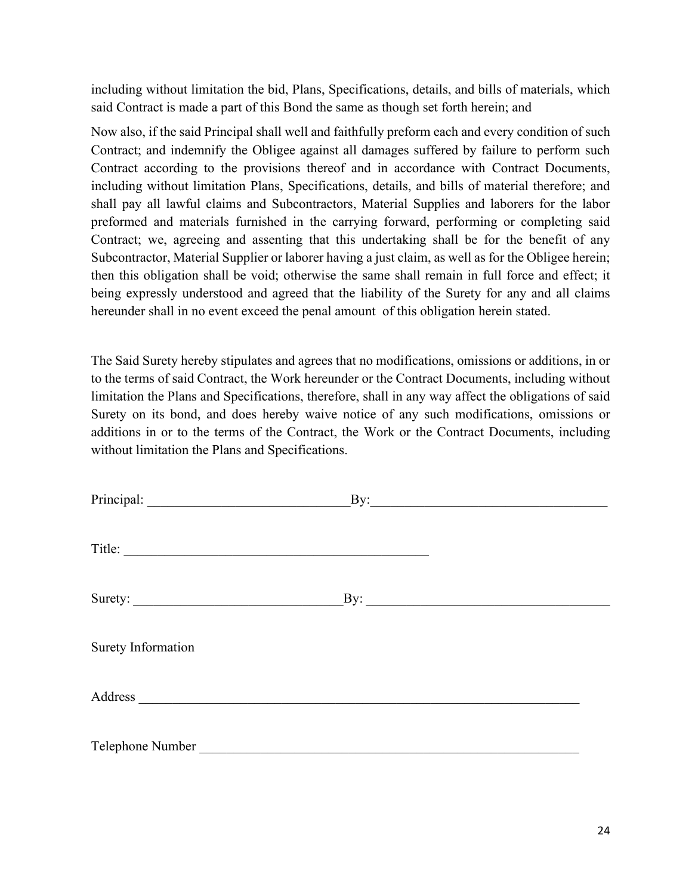including without limitation the bid, Plans, Specifications, details, and bills of materials, which said Contract is made a part of this Bond the same as though set forth herein; and

Now also, if the said Principal shall well and faithfully preform each and every condition of such Contract; and indemnify the Obligee against all damages suffered by failure to perform such Contract according to the provisions thereof and in accordance with Contract Documents, including without limitation Plans, Specifications, details, and bills of material therefore; and shall pay all lawful claims and Subcontractors, Material Supplies and laborers for the labor preformed and materials furnished in the carrying forward, performing or completing said Contract; we, agreeing and assenting that this undertaking shall be for the benefit of any Subcontractor, Material Supplier or laborer having a just claim, as well as for the Obligee herein; then this obligation shall be void; otherwise the same shall remain in full force and effect; it being expressly understood and agreed that the liability of the Surety for any and all claims hereunder shall in no event exceed the penal amount of this obligation herein stated.

The Said Surety hereby stipulates and agrees that no modifications, omissions or additions, in or to the terms of said Contract, the Work hereunder or the Contract Documents, including without limitation the Plans and Specifications, therefore, shall in any way affect the obligations of said Surety on its bond, and does hereby waive notice of any such modifications, omissions or additions in or to the terms of the Contract, the Work or the Contract Documents, including without limitation the Plans and Specifications.

Principal: ______________________________ By: ___________________________________

Title: ______________________________________________

Surety: _______________________________ By: ____________________________________

Surety Information

Address ______________________________________________________________________

Telephone Number ____________________________________________________________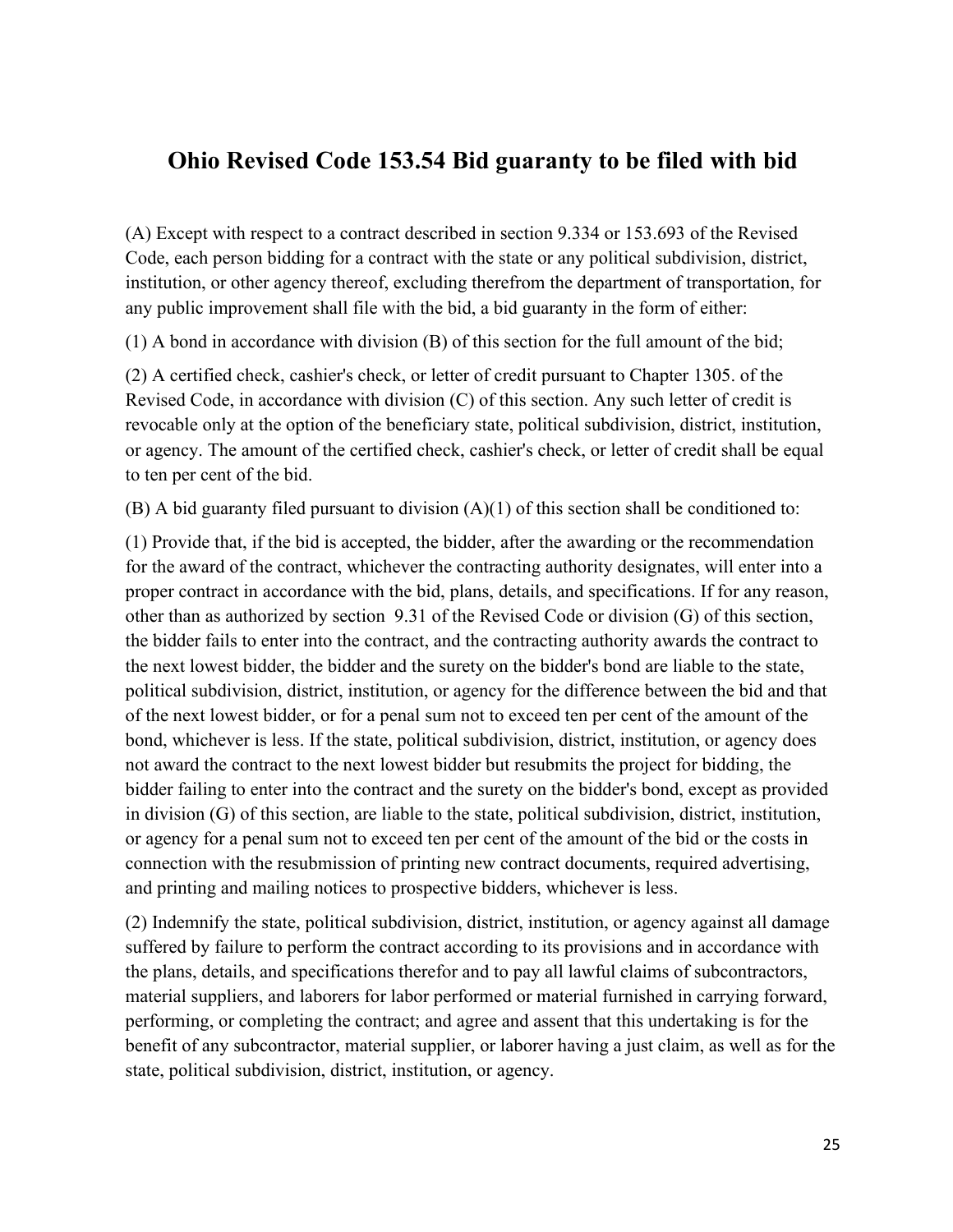## Ohio Revised Code 153.54 Bid guaranty to be filed with bid

(A) Except with respect to a contract described in section 9.334 or 153.693 of the Revised Code, each person bidding for a contract with the state or any political subdivision, district, institution, or other agency thereof, excluding therefrom the department of transportation, for any public improvement shall file with the bid, a bid guaranty in the form of either:

(1) A bond in accordance with division (B) of this section for the full amount of the bid;

(2) A certified check, cashier's check, or letter of credit pursuant to Chapter 1305. of the Revised Code, in accordance with division (C) of this section. Any such letter of credit is revocable only at the option of the beneficiary state, political subdivision, district, institution, or agency. The amount of the certified check, cashier's check, or letter of credit shall be equal to ten per cent of the bid.

(B) A bid guaranty filed pursuant to division (A)(1) of this section shall be conditioned to:

(1) Provide that, if the bid is accepted, the bidder, after the awarding or the recommendation for the award of the contract, whichever the contracting authority designates, will enter into a proper contract in accordance with the bid, plans, details, and specifications. If for any reason, other than as authorized by section 9.31 of the Revised Code or division (G) of this section, the bidder fails to enter into the contract, and the contracting authority awards the contract to the next lowest bidder, the bidder and the surety on the bidder's bond are liable to the state, political subdivision, district, institution, or agency for the difference between the bid and that of the next lowest bidder, or for a penal sum not to exceed ten per cent of the amount of the bond, whichever is less. If the state, political subdivision, district, institution, or agency does not award the contract to the next lowest bidder but resubmits the project for bidding, the bidder failing to enter into the contract and the surety on the bidder's bond, except as provided in division (G) of this section, are liable to the state, political subdivision, district, institution, or agency for a penal sum not to exceed ten per cent of the amount of the bid or the costs in connection with the resubmission of printing new contract documents, required advertising, and printing and mailing notices to prospective bidders, whichever is less.

(2) Indemnify the state, political subdivision, district, institution, or agency against all damage suffered by failure to perform the contract according to its provisions and in accordance with the plans, details, and specifications therefor and to pay all lawful claims of subcontractors, material suppliers, and laborers for labor performed or material furnished in carrying forward, performing, or completing the contract; and agree and assent that this undertaking is for the benefit of any subcontractor, material supplier, or laborer having a just claim, as well as for the state, political subdivision, district, institution, or agency.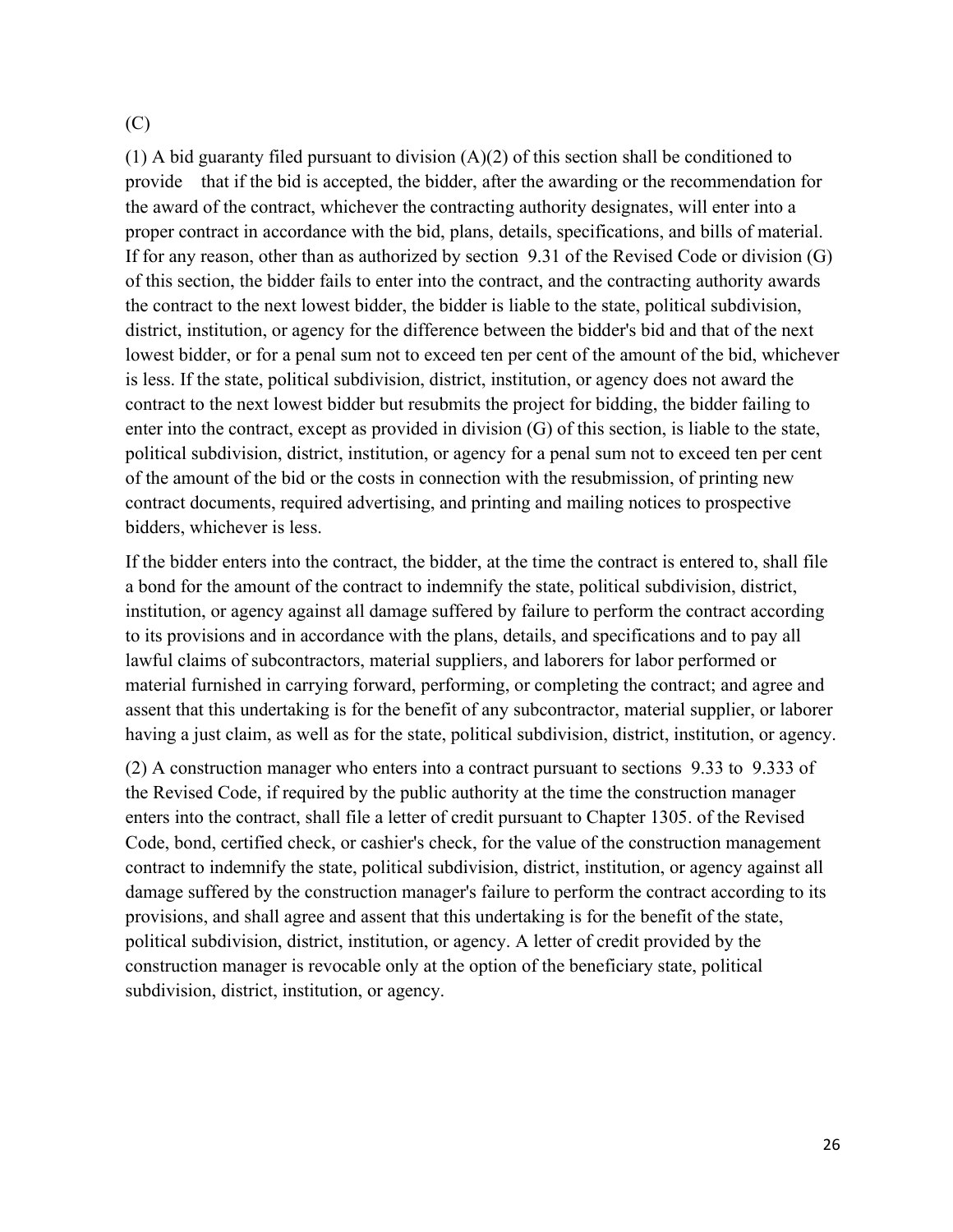(C)

(1) A bid guaranty filed pursuant to division (A)(2) of this section shall be conditioned to provide that if the bid is accepted, the bidder, after the awarding or the recommendation for the award of the contract, whichever the contracting authority designates, will enter into a proper contract in accordance with the bid, plans, details, specifications, and bills of material. If for any reason, other than as authorized by section 9.31 of the Revised Code or division (G) of this section, the bidder fails to enter into the contract, and the contracting authority awards the contract to the next lowest bidder, the bidder is liable to the state, political subdivision, district, institution, or agency for the difference between the bidder's bid and that of the next lowest bidder, or for a penal sum not to exceed ten per cent of the amount of the bid, whichever is less. If the state, political subdivision, district, institution, or agency does not award the contract to the next lowest bidder but resubmits the project for bidding, the bidder failing to enter into the contract, except as provided in division (G) of this section, is liable to the state, political subdivision, district, institution, or agency for a penal sum not to exceed ten per cent of the amount of the bid or the costs in connection with the resubmission, of printing new contract documents, required advertising, and printing and mailing notices to prospective bidders, whichever is less.

If the bidder enters into the contract, the bidder, at the time the contract is entered to, shall file a bond for the amount of the contract to indemnify the state, political subdivision, district, institution, or agency against all damage suffered by failure to perform the contract according to its provisions and in accordance with the plans, details, and specifications and to pay all lawful claims of subcontractors, material suppliers, and laborers for labor performed or material furnished in carrying forward, performing, or completing the contract; and agree and assent that this undertaking is for the benefit of any subcontractor, material supplier, or laborer having a just claim, as well as for the state, political subdivision, district, institution, or agency.

(2) A construction manager who enters into a contract pursuant to sections 9.33 to 9.333 of the Revised Code, if required by the public authority at the time the construction manager enters into the contract, shall file a letter of credit pursuant to Chapter 1305. of the Revised Code, bond, certified check, or cashier's check, for the value of the construction management contract to indemnify the state, political subdivision, district, institution, or agency against all damage suffered by the construction manager's failure to perform the contract according to its provisions, and shall agree and assent that this undertaking is for the benefit of the state, political subdivision, district, institution, or agency. A letter of credit provided by the construction manager is revocable only at the option of the beneficiary state, political subdivision, district, institution, or agency.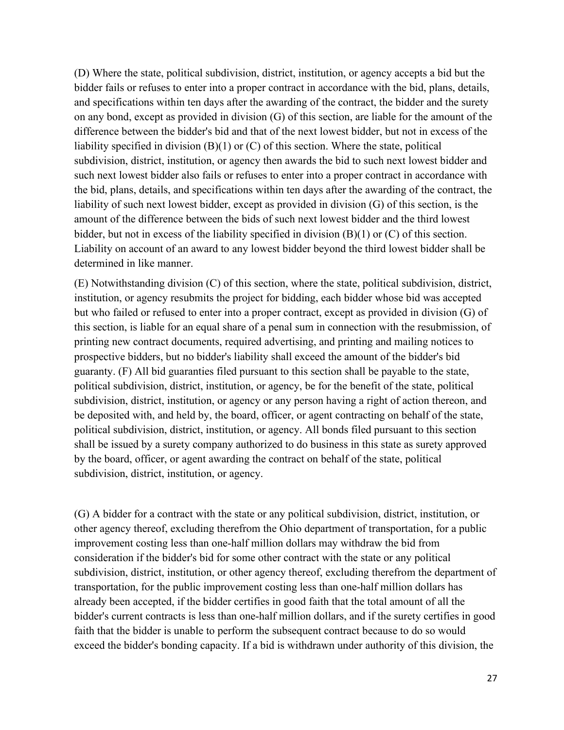(D) Where the state, political subdivision, district, institution, or agency accepts a bid but the bidder fails or refuses to enter into a proper contract in accordance with the bid, plans, details, and specifications within ten days after the awarding of the contract, the bidder and the surety on any bond, except as provided in division (G) of this section, are liable for the amount of the difference between the bidder's bid and that of the next lowest bidder, but not in excess of the liability specified in division (B)(1) or (C) of this section. Where the state, political subdivision, district, institution, or agency then awards the bid to such next lowest bidder and such next lowest bidder also fails or refuses to enter into a proper contract in accordance with the bid, plans, details, and specifications within ten days after the awarding of the contract, the liability of such next lowest bidder, except as provided in division (G) of this section, is the amount of the difference between the bids of such next lowest bidder and the third lowest bidder, but not in excess of the liability specified in division (B)(1) or (C) of this section. Liability on account of an award to any lowest bidder beyond the third lowest bidder shall be determined in like manner.

(E) Notwithstanding division (C) of this section, where the state, political subdivision, district, institution, or agency resubmits the project for bidding, each bidder whose bid was accepted but who failed or refused to enter into a proper contract, except as provided in division (G) of this section, is liable for an equal share of a penal sum in connection with the resubmission, of printing new contract documents, required advertising, and printing and mailing notices to prospective bidders, but no bidder's liability shall exceed the amount of the bidder's bid guaranty. (F) All bid guaranties filed pursuant to this section shall be payable to the state, political subdivision, district, institution, or agency, be for the benefit of the state, political subdivision, district, institution, or agency or any person having a right of action thereon, and be deposited with, and held by, the board, officer, or agent contracting on behalf of the state, political subdivision, district, institution, or agency. All bonds filed pursuant to this section shall be issued by a surety company authorized to do business in this state as surety approved by the board, officer, or agent awarding the contract on behalf of the state, political subdivision, district, institution, or agency.

(G) A bidder for a contract with the state or any political subdivision, district, institution, or other agency thereof, excluding therefrom the Ohio department of transportation, for a public improvement costing less than one-half million dollars may withdraw the bid from consideration if the bidder's bid for some other contract with the state or any political subdivision, district, institution, or other agency thereof, excluding therefrom the department of transportation, for the public improvement costing less than one-half million dollars has already been accepted, if the bidder certifies in good faith that the total amount of all the bidder's current contracts is less than one-half million dollars, and if the surety certifies in good faith that the bidder is unable to perform the subsequent contract because to do so would exceed the bidder's bonding capacity. If a bid is withdrawn under authority of this division, the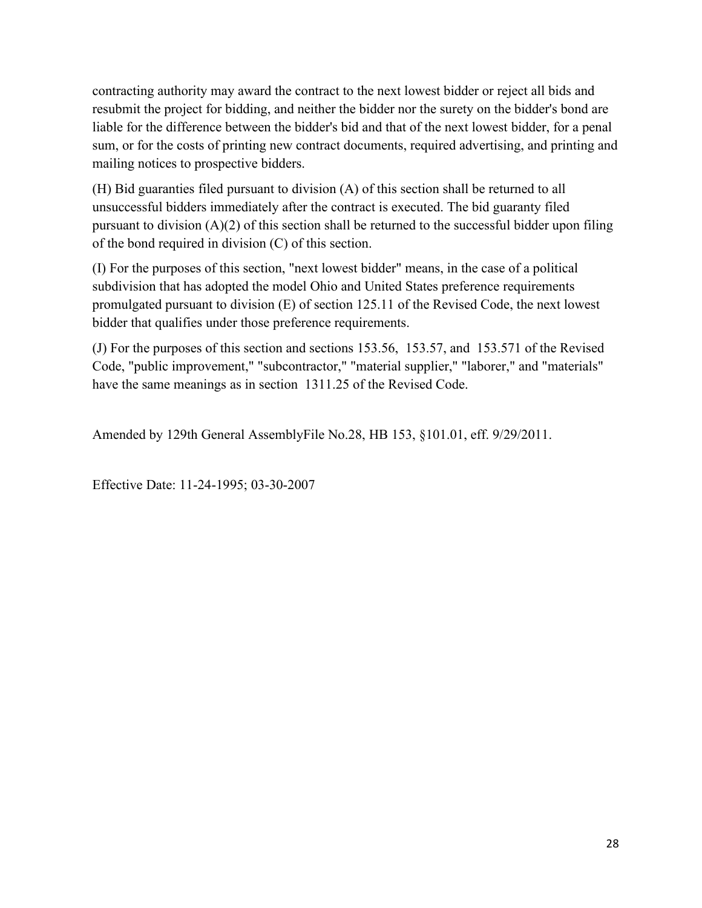contracting authority may award the contract to the next lowest bidder or reject all bids and resubmit the project for bidding, and neither the bidder nor the surety on the bidder's bond are liable for the difference between the bidder's bid and that of the next lowest bidder, for a penal sum, or for the costs of printing new contract documents, required advertising, and printing and mailing notices to prospective bidders.

(H) Bid guaranties filed pursuant to division (A) of this section shall be returned to all unsuccessful bidders immediately after the contract is executed. The bid guaranty filed pursuant to division (A)(2) of this section shall be returned to the successful bidder upon filing of the bond required in division (C) of this section.

(I) For the purposes of this section, "next lowest bidder" means, in the case of a political subdivision that has adopted the model Ohio and United States preference requirements promulgated pursuant to division (E) of section 125.11 of the Revised Code, the next lowest bidder that qualifies under those preference requirements.

(J) For the purposes of this section and sections 153.56, 153.57, and 153.571 of the Revised Code, "public improvement," "subcontractor," "material supplier," "laborer," and "materials" have the same meanings as in section 1311.25 of the Revised Code.

Amended by 129th General AssemblyFile No.28, HB 153, §101.01, eff. 9/29/2011.

Effective Date: 11-24-1995; 03-30-2007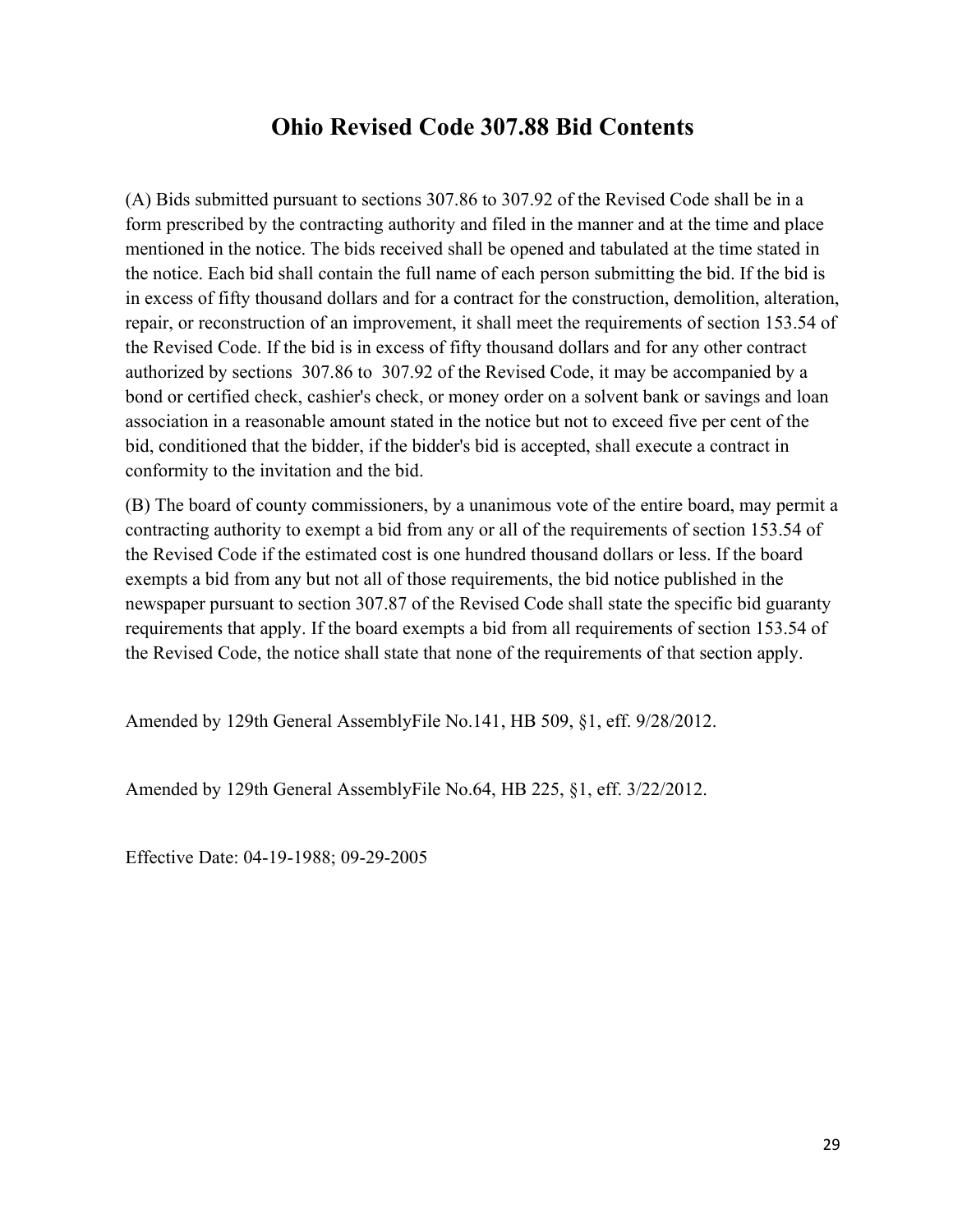# Ohio Revised Code 307.88 Bid Contents

(A) Bids submitted pursuant to sections 307.86 to 307.92 of the Revised Code shall be in a form prescribed by the contracting authority and filed in the manner and at the time and place mentioned in the notice. The bids received shall be opened and tabulated at the time stated in the notice. Each bid shall contain the full name of each person submitting the bid. If the bid is in excess of fifty thousand dollars and for a contract for the construction, demolition, alteration, repair, or reconstruction of an improvement, it shall meet the requirements of section 153.54 of the Revised Code. If the bid is in excess of fifty thousand dollars and for any other contract authorized by sections 307.86 to 307.92 of the Revised Code, it may be accompanied by a bond or certified check, cashier's check, or money order on a solvent bank or savings and loan association in a reasonable amount stated in the notice but not to exceed five per cent of the bid, conditioned that the bidder, if the bidder's bid is accepted, shall execute a contract in conformity to the invitation and the bid.

(B) The board of county commissioners, by a unanimous vote of the entire board, may permit a contracting authority to exempt a bid from any or all of the requirements of section 153.54 of the Revised Code if the estimated cost is one hundred thousand dollars or less. If the board exempts a bid from any but not all of those requirements, the bid notice published in the newspaper pursuant to section 307.87 of the Revised Code shall state the specific bid guaranty requirements that apply. If the board exempts a bid from all requirements of section 153.54 of the Revised Code, the notice shall state that none of the requirements of that section apply.

Amended by 129th General AssemblyFile No.141, HB 509, §1, eff. 9/28/2012.

Amended by 129th General AssemblyFile No.64, HB 225, §1, eff. 3/22/2012.

Effective Date: 04-19-1988; 09-29-2005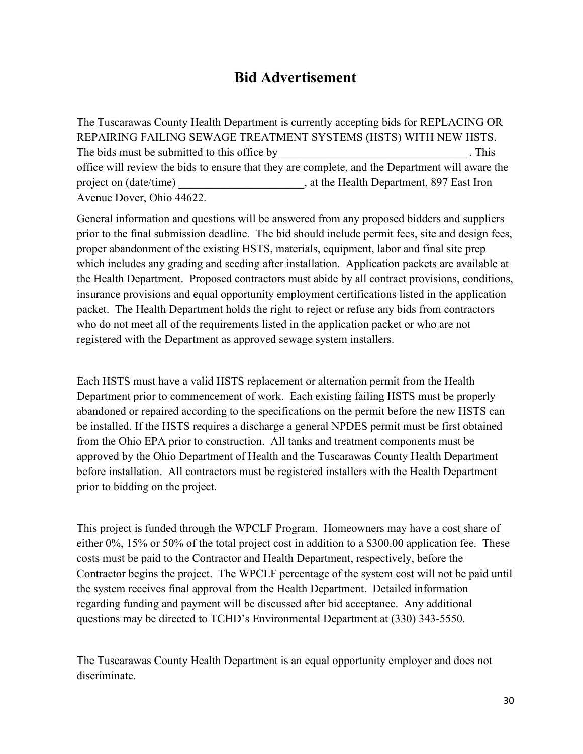# Bid Advertisement

The Tuscarawas County Health Department is currently accepting bids for REPLACING OR REPAIRING FAILING SEWAGE TREATMENT SYSTEMS (HSTS) WITH NEW HSTS. The bids must be submitted to this office by \_\_\_\_\_\_\_\_\_\_\_\_\_\_\_\_\_\_\_\_\_\_\_\_\_\_\_\_\_\_\_\_\_. This office will review the bids to ensure that they are complete, and the Department will aware the project on (date/time) \_\_\_\_\_\_\_\_\_\_\_\_\_\_\_\_\_\_\_\_\_, at the Health Department, 897 East Iron Avenue Dover, Ohio 44622.

General information and questions will be answered from any proposed bidders and suppliers prior to the final submission deadline. The bid should include permit fees, site and design fees, proper abandonment of the existing HSTS, materials, equipment, labor and final site prep which includes any grading and seeding after installation. Application packets are available at the Health Department. Proposed contractors must abide by all contract provisions, conditions, insurance provisions and equal opportunity employment certifications listed in the application packet. The Health Department holds the right to reject or refuse any bids from contractors who do not meet all of the requirements listed in the application packet or who are not registered with the Department as approved sewage system installers.

Each HSTS must have a valid HSTS replacement or alternation permit from the Health Department prior to commencement of work. Each existing failing HSTS must be properly abandoned or repaired according to the specifications on the permit before the new HSTS can be installed. If the HSTS requires a discharge a general NPDES permit must be first obtained from the Ohio EPA prior to construction. All tanks and treatment components must be approved by the Ohio Department of Health and the Tuscarawas County Health Department before installation. All contractors must be registered installers with the Health Department prior to bidding on the project.

This project is funded through the WPCLF Program. Homeowners may have a cost share of either 0%, 15% or 50% of the total project cost in addition to a $300.00 application fee. These costs must be paid to the Contractor and Health Department, respectively, before the Contractor begins the project. The WPCLF percentage of the system cost will not be paid until the system receives final approval from the Health Department. Detailed information regarding funding and payment will be discussed after bid acceptance. Any additional questions may be directed to TCHD's Environmental Department at (330) 343-5550.

The Tuscarawas County Health Department is an equal opportunity employer and does not discriminate.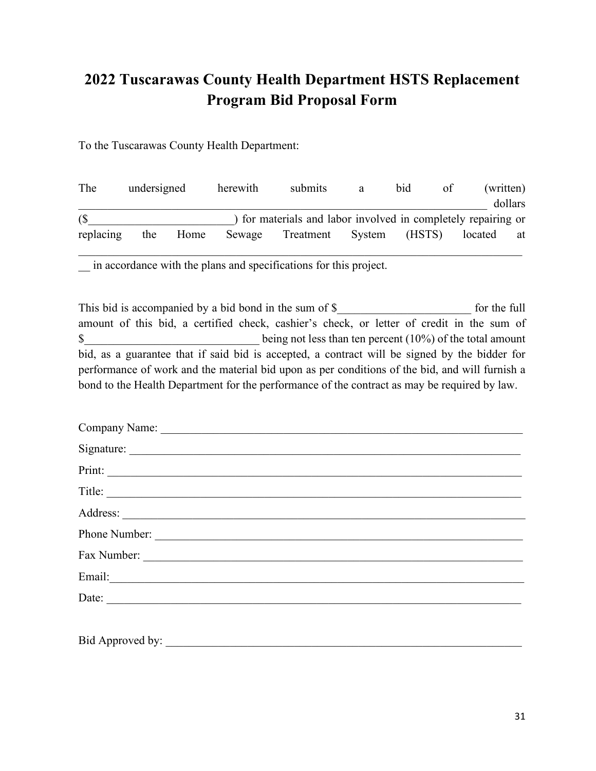# 2022 Tuscarawas County Health Department HSTS Replacement Program Bid Proposal Form

To the Tuscarawas County Health Department:

The undersigned herewith submits a bid of (written) ________________________________________________________________ dollars ($________________________) for materials and labor involved in completely repairing or replacing the Home Sewage Treatment System (HSTS) located at ______________________________________________________________________ __ in accordance with the plans and specifications for this project.

This bid is accompanied by a bid bond in the sum of $______________________ for the full amount of this bid, a certified check, cashier's check, or letter of credit in the sum of $_____________________________ being not less than ten percent (10%) of the total amount bid, as a guarantee that if said bid is accepted, a contract will be signed by the bidder for performance of work and the material bid upon as per conditions of the bid, and will furnish a bond to the Health Department for the performance of the contract as may be required by law.

Company Name: ____________________________________________________________

Signature: ________________________________________________________________

Print: ____________________________________________________________________

Title: ____________________________________________________________________

Address: __________________________________________________________________

Phone Number: _____________________________________________________________

Fax Number: _______________________________________________________________

Email:____________________________________________________________________

Date: ____________________________________________________________________

Bid Approved by: ___________________________________________________________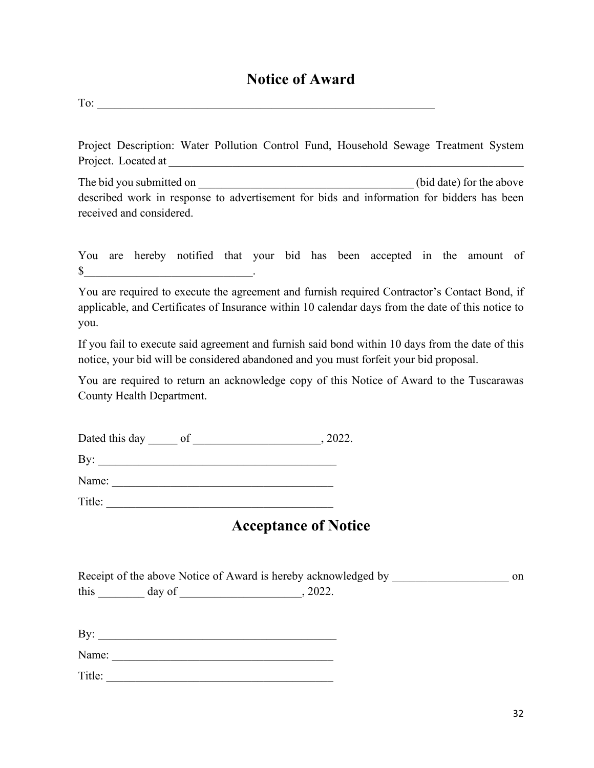# Notice of Award

To: \_\_\_\_\_\_\_\_\_\_\_\_\_\_\_\_\_\_\_\_\_\_\_\_\_\_\_\_\_\_\_\_\_\_\_\_\_\_\_\_\_\_\_\_\_\_\_\_\_\_\_\_\_\_\_\_\_\_\_\_

Project Description: Water Pollution Control Fund, Household Sewage Treatment System Project. Located at \_\_\_\_\_\_\_\_\_\_\_\_\_\_\_\_\_\_\_\_\_\_\_\_\_\_\_\_\_\_\_\_\_\_\_\_\_\_\_\_\_\_\_\_\_\_\_\_\_\_\_\_\_\_\_\_\_\_\_\_

The bid you submitted on \_\_\_\_\_\_\_\_\_\_\_\_\_\_\_\_\_\_\_\_\_\_\_\_\_\_\_\_\_\_\_\_\_\_\_\_\_ (bid date) for the above described work in response to advertisement for bids and information for bidders has been received and considered.

You are hereby notified that your bid has been accepted in the amount of $\_\_\_\_\_\_\_\_\_\_\_\_\_\_\_\_\_\_\_\_\_\_\_\_\_\_\_\_\_.

You are required to execute the agreement and furnish required Contractor's Contact Bond, if applicable, and Certificates of Insurance within 10 calendar days from the date of this notice to you.

If you fail to execute said agreement and furnish said bond within 10 days from the date of this notice, your bid will be considered abandoned and you must forfeit your bid proposal.

You are required to return an acknowledge copy of this Notice of Award to the Tuscarawas County Health Department.

Dated this day \_\_\_\_\_ of \_\_\_\_\_\_\_\_\_\_\_\_\_\_\_\_\_\_\_\_\_\_, 2022.

By: \_\_\_\_\_\_\_\_\_\_\_\_\_\_\_\_\_\_\_\_\_\_\_\_\_\_\_\_\_\_\_\_\_\_\_\_\_\_\_\_\_\_

Name: \_\_\_\_\_\_\_\_\_\_\_\_\_\_\_\_\_\_\_\_\_\_\_\_\_\_\_\_\_\_\_\_\_\_\_\_\_\_\_

Title: \_\_\_\_\_\_\_\_\_\_\_\_\_\_\_\_\_\_\_\_\_\_\_\_\_\_\_\_\_\_\_\_\_\_\_\_\_\_\_\_

# Acceptance of Notice

Receipt of the above Notice of Award is hereby acknowledged by \_\_\_\_\_\_\_\_\_\_\_\_\_\_\_\_\_\_\_\_ on this \_\_\_\_\_\_\_\_ day of \_\_\_\_\_\_\_\_\_\_\_\_\_\_\_\_\_\_\_\_\_, 2022.

By: \_\_\_\_\_\_\_\_\_\_\_\_\_\_\_\_\_\_\_\_\_\_\_\_\_\_\_\_\_\_\_\_\_\_\_\_\_\_\_\_\_\_

Name: \_\_\_\_\_\_\_\_\_\_\_\_\_\_\_\_\_\_\_\_\_\_\_\_\_\_\_\_\_\_\_\_\_\_\_\_\_\_\_

Title: \_\_\_\_\_\_\_\_\_\_\_\_\_\_\_\_\_\_\_\_\_\_\_\_\_\_\_\_\_\_\_\_\_\_\_\_\_\_\_\_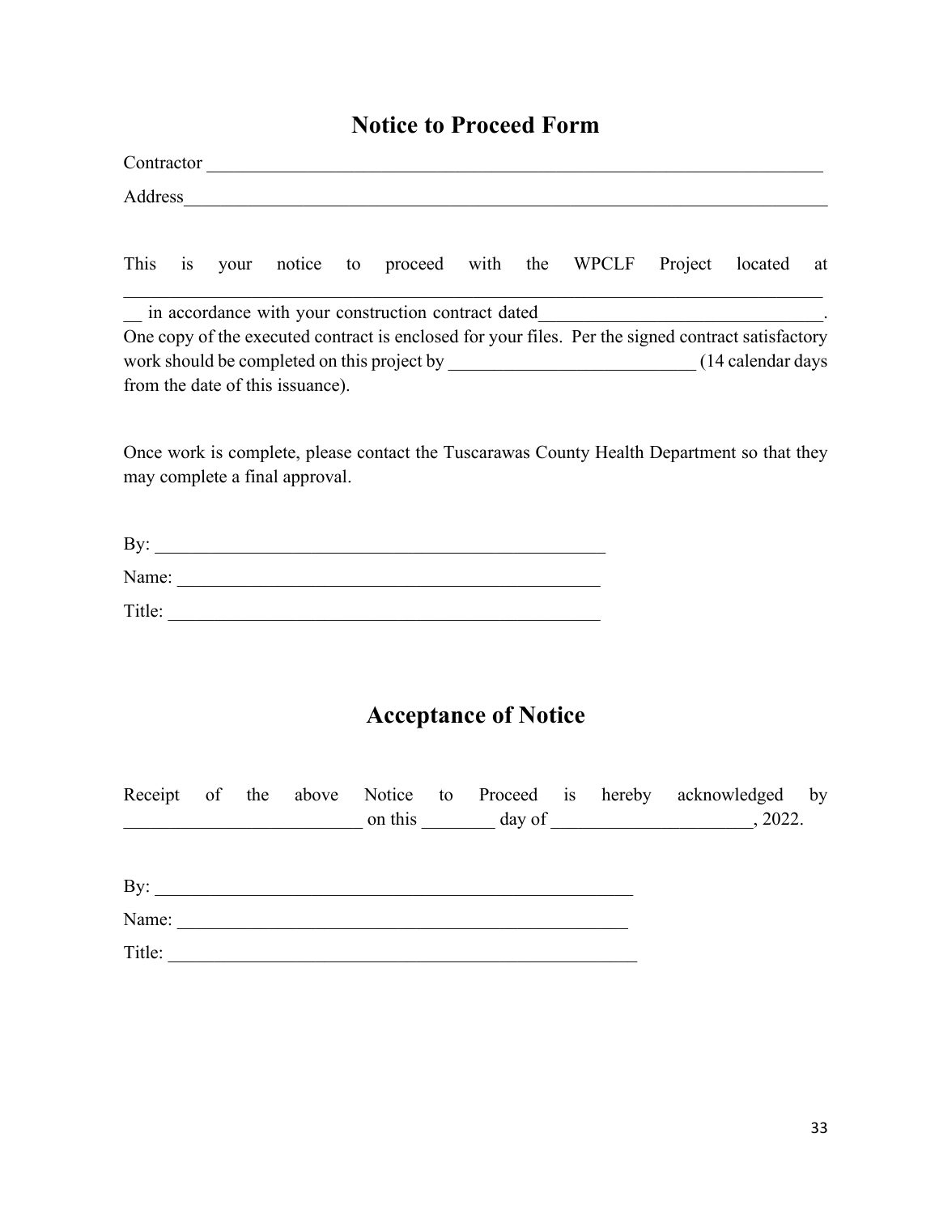# Notice to Proceed Form

Contractor ______________________________________________________________________

Address________________________________________________________________________

This is your notice to proceed with the WPCLF Project located at ___________________________________________________________________________
__ in accordance with your construction contract dated________________________________.
One copy of the executed contract is enclosed for your files. Per the signed contract satisfactory work should be completed on this project by ___________________________ (14 calendar days from the date of this issuance).

Once work is complete, please contact the Tuscarawas County Health Department so that they may complete a final approval.

By: ___________________________________________________

Name: ________________________________________________

Title: _________________________________________________

# Acceptance of Notice

Receipt of the above Notice to Proceed is hereby acknowledged by __________________________ on this ________ day of _____________________, 2022.

By: ______________________________________________________

Name: ___________________________________________________

Title: _____________________________________________________